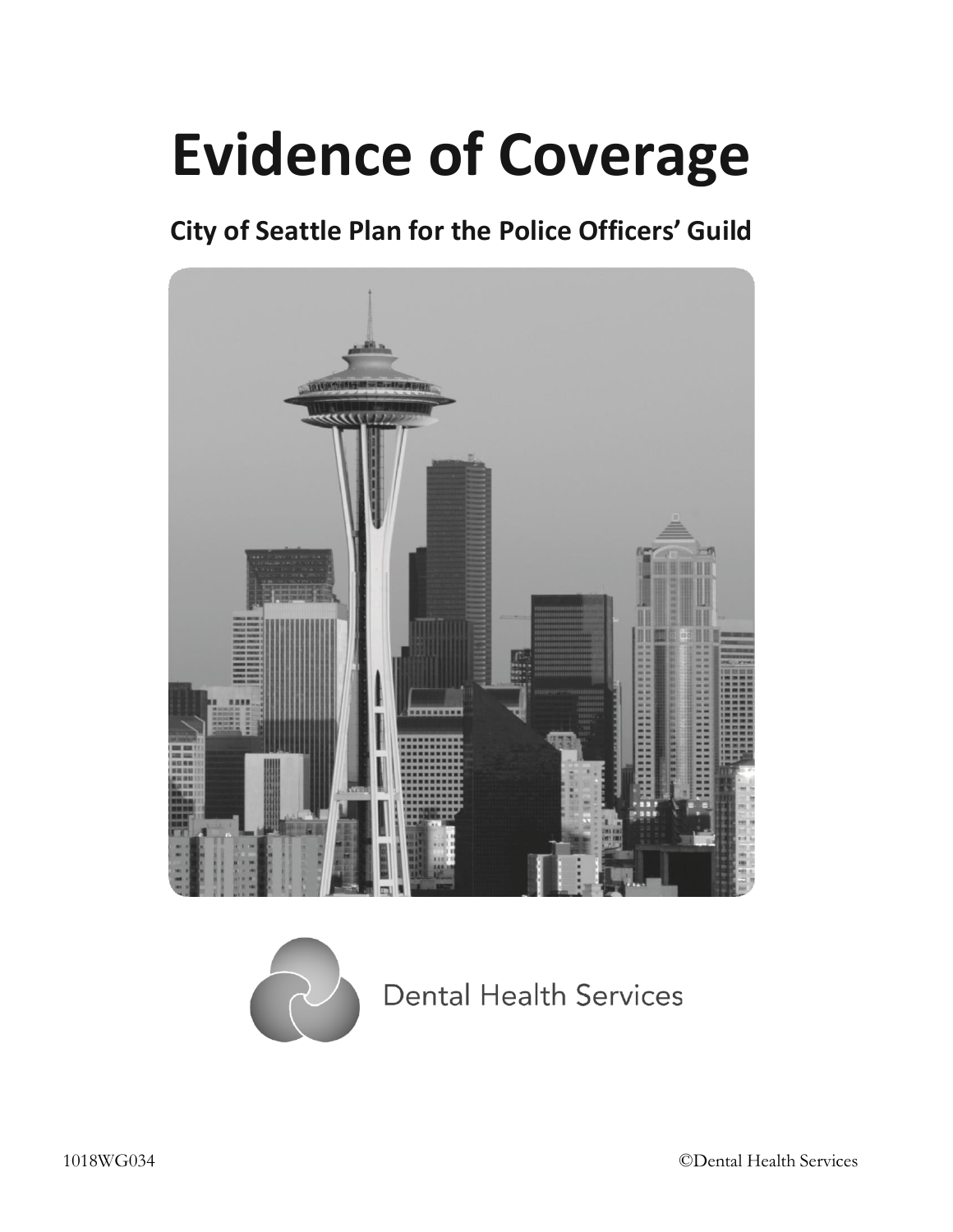# Evidence of Coverage

## City of Seattle Plan for the Police Officers' Guild

Dental Health Services

1018WG034

©Dental Health Services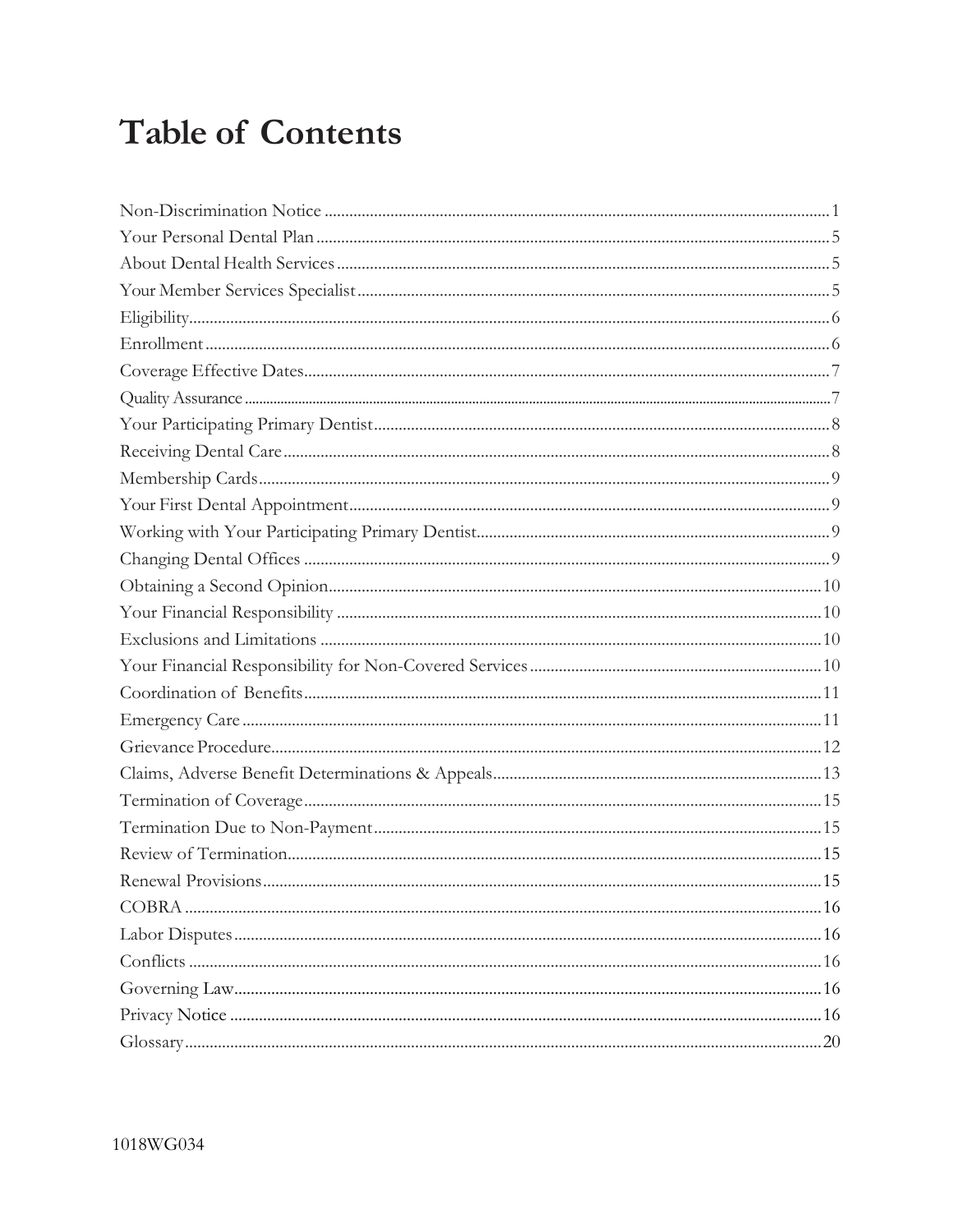# Table of Contents

Non-Discrimination Notice .......... 1
Your Personal Dental Plan .......... 5
About Dental Health Services .......... 5
Your Member Services Specialist .......... 5
Eligibility .......... 6
Enrollment .......... 6
Coverage Effective Dates .......... 7
Quality Assurance .......... 7
Your Participating Primary Dentist .......... 8
Receiving Dental Care .......... 8
Membership Cards .......... 9
Your First Dental Appointment .......... 9
Working with Your Participating Primary Dentist .......... 9
Changing Dental Offices .......... 9
Obtaining a Second Opinion .......... 10
Your Financial Responsibility .......... 10
Exclusions and Limitations .......... 10
Your Financial Responsibility for Non-Covered Services .......... 10
Coordination of Benefits .......... 11
Emergency Care .......... 11
Grievance Procedure .......... 12
Claims, Adverse Benefit Determinations & Appeals .......... 13
Termination of Coverage .......... 15
Termination Due to Non-Payment .......... 15
Review of Termination .......... 15
Renewal Provisions .......... 15
COBRA .......... 16
Labor Disputes .......... 16
Conflicts .......... 16
Governing Law .......... 16
Privacy Notice .......... 16
Glossary .......... 20

1018WG034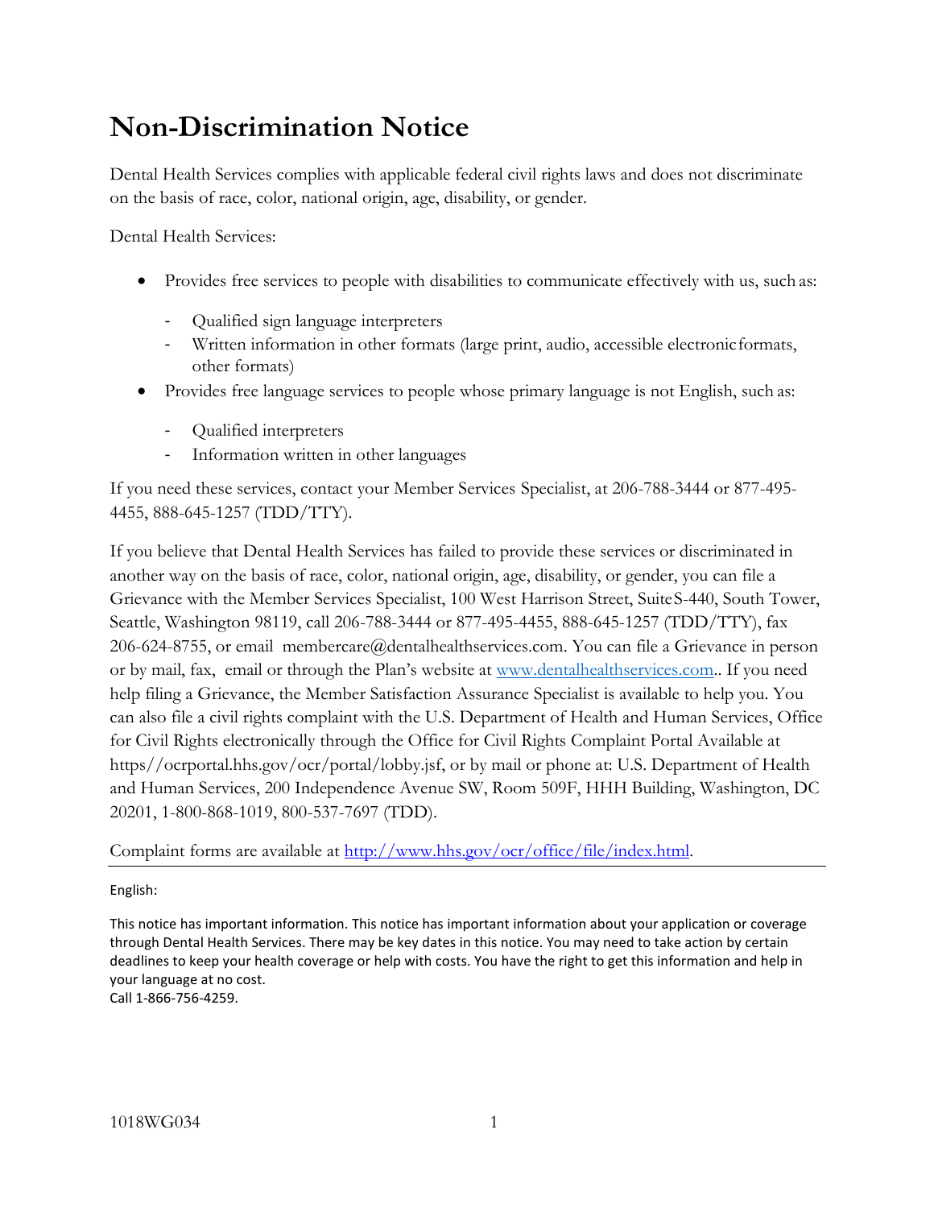# Non-Discrimination Notice

Dental Health Services complies with applicable federal civil rights laws and does not discriminate on the basis of race, color, national origin, age, disability, or gender.

Dental Health Services:

- Provides free services to people with disabilities to communicate effectively with us, such as:
  - Qualified sign language interpreters
  - Written information in other formats (large print, audio, accessible electronic formats, other formats)
- Provides free language services to people whose primary language is not English, such as:
  - Qualified interpreters
  - Information written in other languages

If you need these services, contact your Member Services Specialist, at 206-788-3444 or 877-495-4455, 888-645-1257 (TDD/TTY).

If you believe that Dental Health Services has failed to provide these services or discriminated in another way on the basis of race, color, national origin, age, disability, or gender, you can file a Grievance with the Member Services Specialist, 100 West Harrison Street, Suite S-440, South Tower, Seattle, Washington 98119, call 206-788-3444 or 877-495-4455, 888-645-1257 (TDD/TTY), fax 206-624-8755, or email membercare@dentalhealthservices.com. You can file a Grievance in person or by mail, fax, email or through the Plan's website at www.dentalhealthservices.com.. If you need help filing a Grievance, the Member Satisfaction Assurance Specialist is available to help you. You can also file a civil rights complaint with the U.S. Department of Health and Human Services, Office for Civil Rights electronically through the Office for Civil Rights Complaint Portal Available at https//ocrportal.hhs.gov/ocr/portal/lobby.jsf, or by mail or phone at: U.S. Department of Health and Human Services, 200 Independence Avenue SW, Room 509F, HHH Building, Washington, DC 20201, 1-800-868-1019, 800-537-7697 (TDD).

Complaint forms are available at http://www.hhs.gov/ocr/office/file/index.html.

---

English:

This notice has important information. This notice has important information about your application or coverage through Dental Health Services. There may be key dates in this notice. You may need to take action by certain deadlines to keep your health coverage or help with costs. You have the right to get this information and help in your language at no cost.
Call 1-866-756-4259.

1018WG034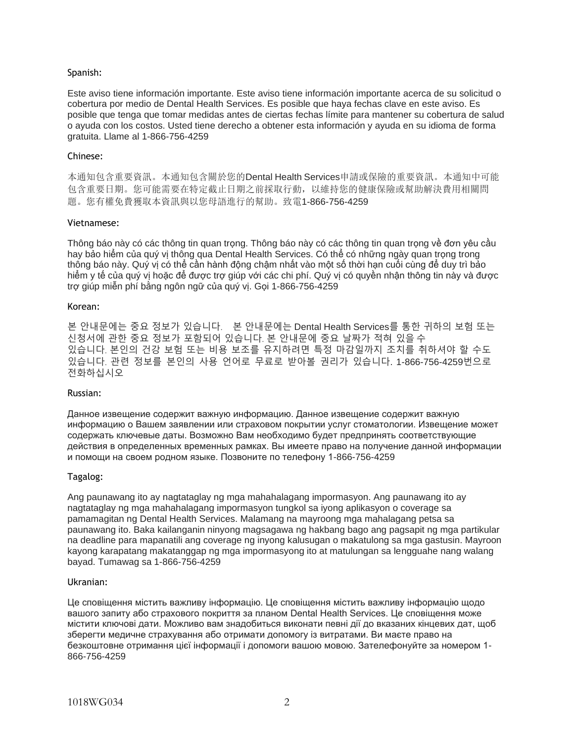Spanish:

Este aviso tiene información importante. Este aviso tiene información importante acerca de su solicitud o cobertura por medio de Dental Health Services. Es posible que haya fechas clave en este aviso. Es posible que tenga que tomar medidas antes de ciertas fechas límite para mantener su cobertura de salud o ayuda con los costos. Usted tiene derecho a obtener esta información y ayuda en su idioma de forma gratuita. Llame al 1-866-756-4259

Chinese:

本通知包含重要資訊。本通知包含關於您的Dental Health Services申請或保險的重要資訊。本通知中可能包含重要日期。您可能需要在特定截止日期之前採取行動，以維持您的健康保險或幫助解決費用相關問題。您有權免費獲取本資訊與以您母語進行的幫助。致電1-866-756-4259

Vietnamese:

Thông báo này có các thông tin quan trọng. Thông báo này có các thông tin quan trọng về đơn yêu cầu hay bảo hiểm của quý vị thông qua Dental Health Services. Có thể có những ngày quan trọng trong thông báo này. Quý vị có thể cần hành động chậm nhất vào một số thời hạn cuối cùng để duy trì bảo hiểm y tế của quý vị hoặc để được trợ giúp với các chi phí. Quý vị có quyền nhận thông tin này và được trợ giúp miễn phí bằng ngôn ngữ của quý vị. Gọi 1-866-756-4259

Korean:

본 안내문에는 중요 정보가 있습니다. 본 안내문에는 Dental Health Services를 통한 귀하의 보험 또는 신청서에 관한 중요 정보가 포함되어 있습니다. 본 안내문에 중요 날짜가 적혀 있을 수 있습니다. 본인의 건강 보험 또는 비용 보조를 유지하려면 특정 마감일까지 조치를 취하셔야 할 수도 있습니다. 관련 정보를 본인의 사용 언어로 무료로 받아볼 권리가 있습니다. 1-866-756-4259번으로 전화하십시오

Russian:

Данное извещение содержит важную информацию. Данное извещение содержит важную информацию о Вашем заявлении или страховом покрытии услуг стоматологии. Извещение может содержать ключевые даты. Возможно Вам необходимо будет предпринять соответствующие действия в определенных временных рамках. Вы имеете право на получение данной информации и помощи на своем родном языке. Позвоните по телефону 1-866-756-4259

Tagalog:

Ang paunawang ito ay nagtataglay ng mga mahahalagang impormasyon. Ang paunawang ito ay nagtataglay ng mga mahahalagang impormasyon tungkol sa iyong aplikasyon o coverage sa pamamagitan ng Dental Health Services. Malamang na mayroong mga mahalagang petsa sa paunawang ito. Baka kailanganin ninyong magsagawa ng hakbang bago ang pagsapit ng mga partikular na deadline para mapanatili ang coverage ng inyong kalusugan o makatulong sa mga gastusin. Mayroon kayong karapatang makatanggap ng mga impormasyong ito at matulungan sa lengguahe nang walang bayad. Tumawag sa 1-866-756-4259

Ukranian:

Це сповіщення містить важливу інформацію. Це сповіщення містить важливу інформацію щодо вашого запиту або страхового покриття за планом Dental Health Services. Це сповіщення може містити ключові дати. Можливо вам знадобиться виконати певні дії до вказаних кінцевих дат, щоб зберегти медичне страхування або отримати допомогу із витратами. Ви маєте право на безкоштовне отримання цієї інформації і допомоги вашою мовою. Зателефонуйте за номером 1-866-756-4259

1018WG034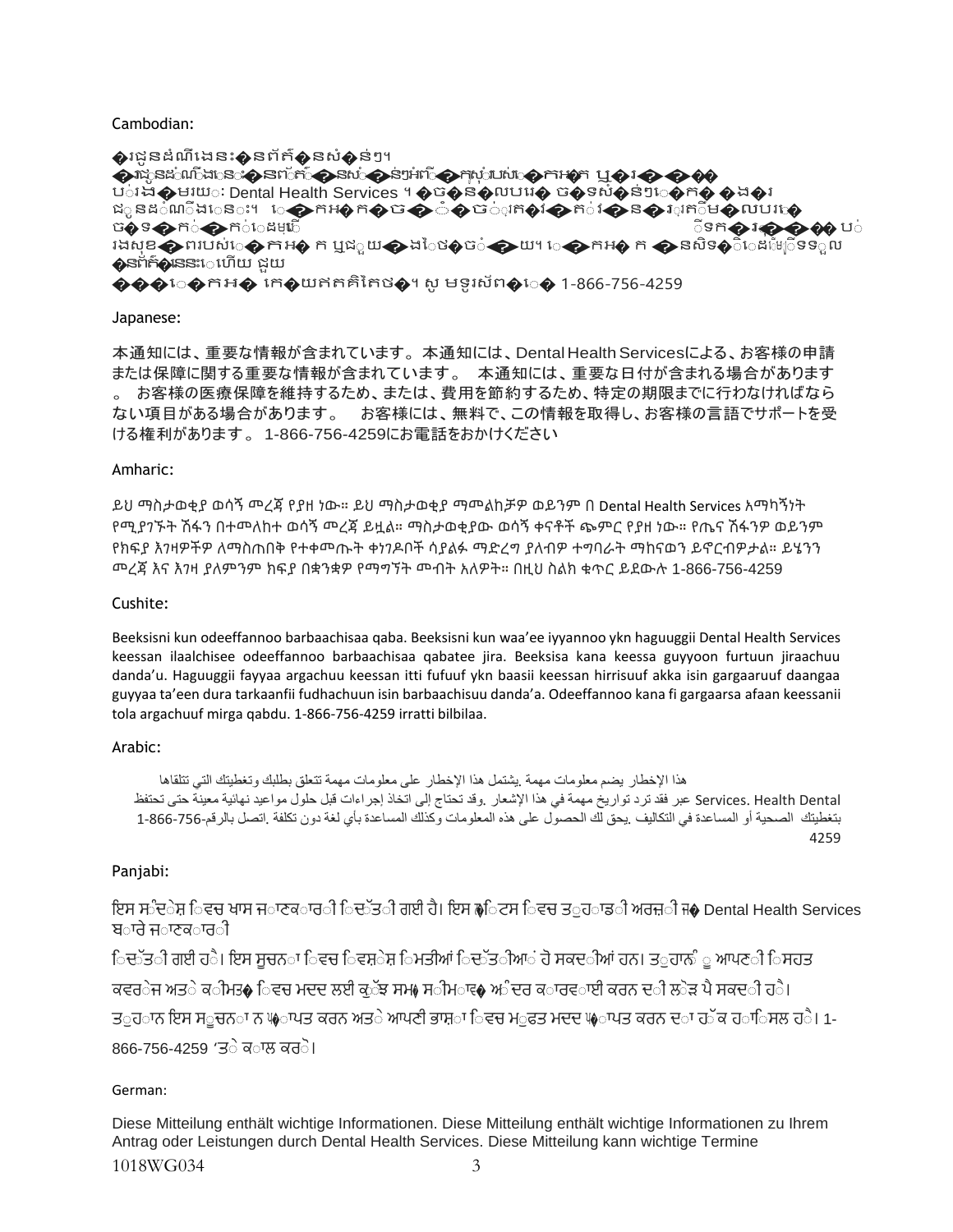Cambodian:

�រជូនដំណឹងនេះ�នព័ត៍�នសំ�ន់ៗ។
�រជូនដំណឹងនេះ�នព័ត៍�នសំ�ន់ៗអំពី�ក្យសុំរបស់�កអ�ក ឬ�រ���
ប់រង�មរយៈ Dental Health Services ។ �ច�ន�លបរ� ច�ទសំ�ន់ៗ�ក� �ង�រ
ជូនដំណឹងនេះ។ �ក�ក�ប��ច់្រត�វ�ត់វ�ន�ររ�្រតិម�លបរ�
ច�ទ�ក់�ក់�ដម�ី ទ�ក�វ����ប់
រងសុខ�ពរបស់�កអ� ក ឬជួយ�ងៃថ�ចំ�យ។ �កអ� ក �នសិទ�ិ�ដមេ្រិទទួល
�នព័ត៍�នេនះេហើយ ជួយ
���េ�កអ� កេ�យឥតគិតថៃ�។ សូ មទូរស័ព�េ� 1-866-756-4259

Japanese:

本通知には、重要な情報が含まれています。本通知には、Dental Health Servicesによる、お客様の申請または保障に関する重要な情報が含まれています。 本通知には、重要な日付が含まれる場合があります。 お客様の医療保障を維持するため、または、費用を節約するため、特定の期限までに行わなければならない項目がある場合があります。 お客様には、無料で、この情報を取得し、お客様の言語でサポートを受ける権利があります。1-866-756-4259にお電話をおかけください

Amharic:

ይህ ማስታወቂያ ወሳኝ መረጃ የያዘ ነው። ይህ ማስታወቂያ ማመልከቻዎ ወይንም በ Dental Health Services አማካኝነት የሚያገኙት ሽፋን በተመለከተ ወሳኝ መረጃ ይዟል። ማስታወቂያው ወሳኝ ቀናቶች ጭምር የያዘ ነው። የጤና ሽፋንዎ ወይንም የክፍያ እገዛዎችዎ ለማስጠበቅ የተቀመጡት ቀነገዶቦች ሳያልፉ ማድረግ ያለብዎ ተግባራት ማከናወን ይኖርብዎታል። ይሄንን መረጃ እና እገዛ ያለምንም ክፍያ በቋንቋዎ የማግኘት መብት አለዎት። በዚህ ስልክ ቁጥር ይደውሉ 1-866-756-4259

Cushite:

Beeksisni kun odeeffannoo barbaachisaa qaba. Beeksisni kun waa'ee iyyannoo ykn haguuggii Dental Health Services keessan ilaalchisee odeeffannoo barbaachisaa qabatee jira. Beeksisa kana keessa guyyoon furtuun jiraachuu danda'u. Haguuggii fayyaa argachuu keessan itti fufuuf ykn baasii keessan hirrisuuf akka isin gargaaruuf daangaa guyyaa ta'een dura tarkaanfii fudhachuun isin barbaachisuu danda'a. Odeeffannoo kana fi gargaarsa afaan keessanii tola argachuuf mirga qabdu. 1-866-756-4259 irratti bilbilaa.

Arabic:

هذا الإخطار يضم معلومات مهمة .يشتمل هذا الإخطار على معلومات مهمة تتعلق بطلبك وتغطيتك التي تتلقاها
عبر Dental Health Services. فقد ترد تواريخ مهمة في هذا الإشعار .وقد تحتاج إلى اتخاذ إجراءات قبل حلول مواعيد نهائية معينة حتى تحتفظ
بتغطيتك الصحية أو المساعدة في التكاليف .يحق لك الحصول على هذه المعلومات وكذلك المساعدة بأي لغة دون تكلفة .اتصل بالرقم1-866-756-
4259

Panjabi:

ਇਸ ਸੰਦੇਸ਼ ਵਿਚ ਖਾਸ ਜਾਣਕਾਰੀ ਦਿੱਤੀ ਗਈ ਹੈ। ਇਸ ਨੋਟਿਸ ਵਿਚ ਤੁਹਾਡੀ ਅਰਜੀ ਜ� Dental Health Services ਬਾਰੇ ਜਾਣਕਾਰੀ
ਦਿੱਤੀ ਗਈ ਹੈ। ਇਸ ਸੂਚਨਾ ਵਿਚ ਵਿਸ਼ੇਸ਼ ਮਿਤੀਆਂ ਦਿੱਤੀਆਂ ਹੋ ਸਕਦੀਆਂ ਹਨ। ਤੁਹਾਨੂੰ ਆਪਣੀ ਸਿਹਤ
ਕਵਰੇਜ ਅਤੇ ਕੀਮਤ� ਵਿਚ ਮਦਦ ਲਈ ਕੁੱਝ ਸਮ� ਸੀਮਾਵ� ਅੰਦਰ ਕਾਰਵਾਈ ਕਰਨ ਦੀ ਲੋੜ ਪੈ ਸਕਦੀ ਹੈ।
ਤੁਹਾਨ ਇਸ ਸੂਚਨਾ ਨ �ਾਪਤ ਕਰਨ ਅਤੇ ਆਪਣੀ ਭਾਸ਼ਾ ਵਿਚ ਮੁਫਤ ਮਦਦ �ਾਪਤ ਕਰਨ ਦਾ ਹੱਕ ਹਾਸਿਲ ਹੈ। 1-
866-756-4259 'ਤੇ ਕਾਲ ਕਰੋ।

German:

Diese Mitteilung enthält wichtige Informationen. Diese Mitteilung enthält wichtige Informationen zu Ihrem Antrag oder Leistungen durch Dental Health Services. Diese Mitteilung kann wichtige Termine

1018WG034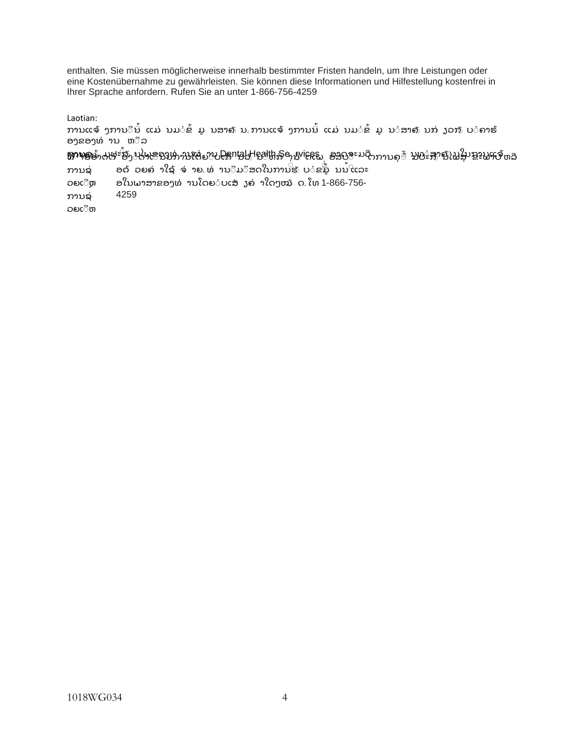enthalten. Sie müssen möglicherweise innerhalb bestimmter Fristen handeln, um Ihre Leistungen oder eine Kostenübernahme zu gewährleisten. Sie können diese Informationen und Hilfestellung kostenfrei in Ihrer Sprache anfordern. Rufen Sie an unter 1-866-756-4259

Laotian:

ການແຈ້ ງການີນ້ ແມ່ ນມ່ີຂ້ ມູ ນສາຄັ ນ. ການແຈ້ ງການນ້ີ ແມ່ ນມ່ີຂ້ ມູ ນ່ີສາຄັ ນກ່ ຽວກັ ບ່ີຄາຮ້ ອງຂອງທ່ ານ ຫ້ີລ

ການຄຸ້ມຄອງຂອງທ່ ານຜ່ ານ Dental Health Services. ອາດຈະມີ ວັນທີ່ສາຄັນໃນການແຈ້ງ ຫ້ີກາ່ີອາດຕ້ອງດາເ້ີນນການໂດຍ່ີບເດ ັນວັ ນ່ີທກໍ ານົ ດເພ ື່ອຮັກສາ ການຄຸ ້ມຄອງ ຫຼື ຜົນປະໂຫຍດ ທ່ານມີສິດທີ່ຈະຮັບຂໍ້ມູນນີ້ ແລະ ການຊ່ວຍເຫຼືອ ເປັນພາສາຂອງທ່ານໂດຍບໍ່ເສຍຄ່າ ໃຫ້ໂທ 1-866-756-4259

ການຊ່ວຍເຫຼືອ

ການຊ່ວຍເຫຼືອ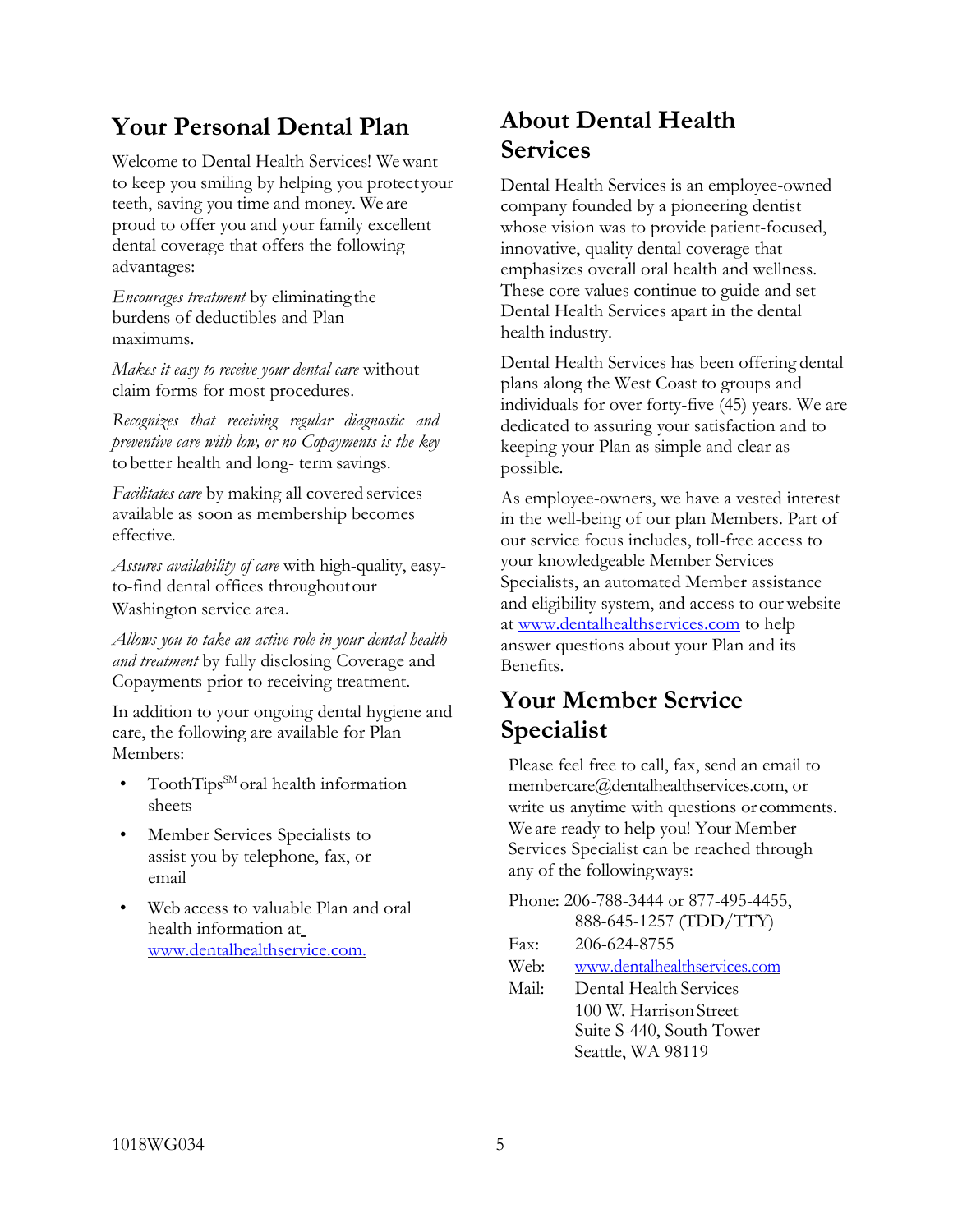## Your Personal Dental Plan

Welcome to Dental Health Services! We want to keep you smiling by helping you protect your teeth, saving you time and money. We are proud to offer you and your family excellent dental coverage that offers the following advantages:

*Encourages treatment* by eliminating the burdens of deductibles and Plan maximums.

*Makes it easy to receive your dental care* without claim forms for most procedures.

*Recognizes that receiving regular diagnostic and preventive care with low, or no Copayments is the key* to better health and long- term savings.

*Facilitates care* by making all covered services available as soon as membership becomes effective.

*Assures availability of care* with high-quality, easy-to-find dental offices throughout our Washington service area.

*Allows you to take an active role in your dental health and treatment* by fully disclosing Coverage and Copayments prior to receiving treatment.

In addition to your ongoing dental hygiene and care, the following are available for Plan Members:

- ToothTips[SM] oral health information sheets
- Member Services Specialists to assist you by telephone, fax, or email
- Web access to valuable Plan and oral health information at www.dentalhealthservice.com.

## About Dental Health Services

Dental Health Services is an employee-owned company founded by a pioneering dentist whose vision was to provide patient-focused, innovative, quality dental coverage that emphasizes overall oral health and wellness. These core values continue to guide and set Dental Health Services apart in the dental health industry.

Dental Health Services has been offering dental plans along the West Coast to groups and individuals for over forty-five (45) years. We are dedicated to assuring your satisfaction and to keeping your Plan as simple and clear as possible.

As employee-owners, we have a vested interest in the well-being of our plan Members. Part of our service focus includes, toll-free access to your knowledgeable Member Services Specialists, an automated Member assistance and eligibility system, and access to our website at www.dentalhealthservices.com to help answer questions about your Plan and its Benefits.

## Your Member Service Specialist

Please feel free to call, fax, send an email to membercare@dentalhealthservices.com, or write us anytime with questions or comments. We are ready to help you! Your Member Services Specialist can be reached through any of the following ways:

Phone: 206-788-3444 or 877-495-4455, 888-645-1257 (TDD/TTY)
Fax: 206-624-8755
Web: www.dentalhealthservices.com
Mail: Dental Health Services
100 W. Harrison Street
Suite S-440, South Tower
Seattle, WA 98119

1018WG034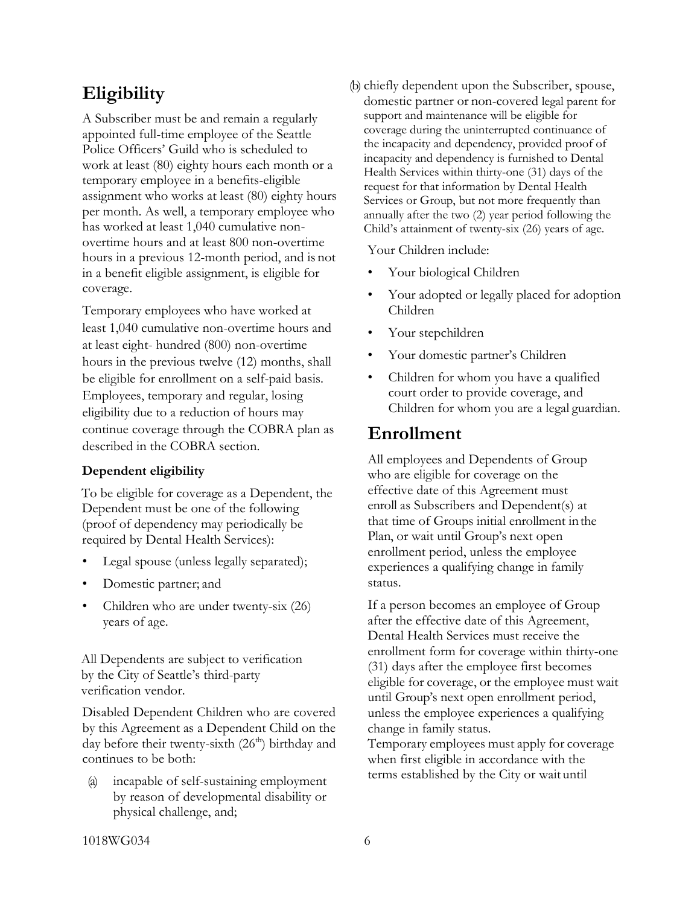## Eligibility

A Subscriber must be and remain a regularly appointed full-time employee of the Seattle Police Officers' Guild who is scheduled to work at least (80) eighty hours each month or a temporary employee in a benefits-eligible assignment who works at least (80) eighty hours per month. As well, a temporary employee who has worked at least 1,040 cumulative non-overtime hours and at least 800 non-overtime hours in a previous 12-month period, and is not in a benefit eligible assignment, is eligible for coverage.

Temporary employees who have worked at least 1,040 cumulative non-overtime hours and at least eight- hundred (800) non-overtime hours in the previous twelve (12) months, shall be eligible for enrollment on a self-paid basis. Employees, temporary and regular, losing eligibility due to a reduction of hours may continue coverage through the COBRA plan as described in the COBRA section.

**Dependent eligibility**

To be eligible for coverage as a Dependent, the Dependent must be one of the following (proof of dependency may periodically be required by Dental Health Services):

- Legal spouse (unless legally separated);
- Domestic partner; and
- Children who are under twenty-six (26) years of age.

All Dependents are subject to verification by the City of Seattle's third-party verification vendor.

Disabled Dependent Children who are covered by this Agreement as a Dependent Child on the day before their twenty-sixth (26th) birthday and continues to be both:

(a) incapable of self-sustaining employment by reason of developmental disability or physical challenge, and;

(b) chiefly dependent upon the Subscriber, spouse, domestic partner or non-covered legal parent for support and maintenance will be eligible for coverage during the uninterrupted continuance of the incapacity and dependency, provided proof of incapacity and dependency is furnished to Dental Health Services within thirty-one (31) days of the request for that information by Dental Health Services or Group, but not more frequently than annually after the two (2) year period following the Child's attainment of twenty-six (26) years of age.

Your Children include:

- Your biological Children
- Your adopted or legally placed for adoption Children
- Your stepchildren
- Your domestic partner's Children
- Children for whom you have a qualified court order to provide coverage, and Children for whom you are a legal guardian.

## Enrollment

All employees and Dependents of Group who are eligible for coverage on the effective date of this Agreement must enroll as Subscribers and Dependent(s) at that time of Groups initial enrollment in the Plan, or wait until Group's next open enrollment period, unless the employee experiences a qualifying change in family status.

If a person becomes an employee of Group after the effective date of this Agreement, Dental Health Services must receive the enrollment form for coverage within thirty-one (31) days after the employee first becomes eligible for coverage, or the employee must wait until Group's next open enrollment period, unless the employee experiences a qualifying change in family status.

Temporary employees must apply for coverage when first eligible in accordance with the terms established by the City or wait until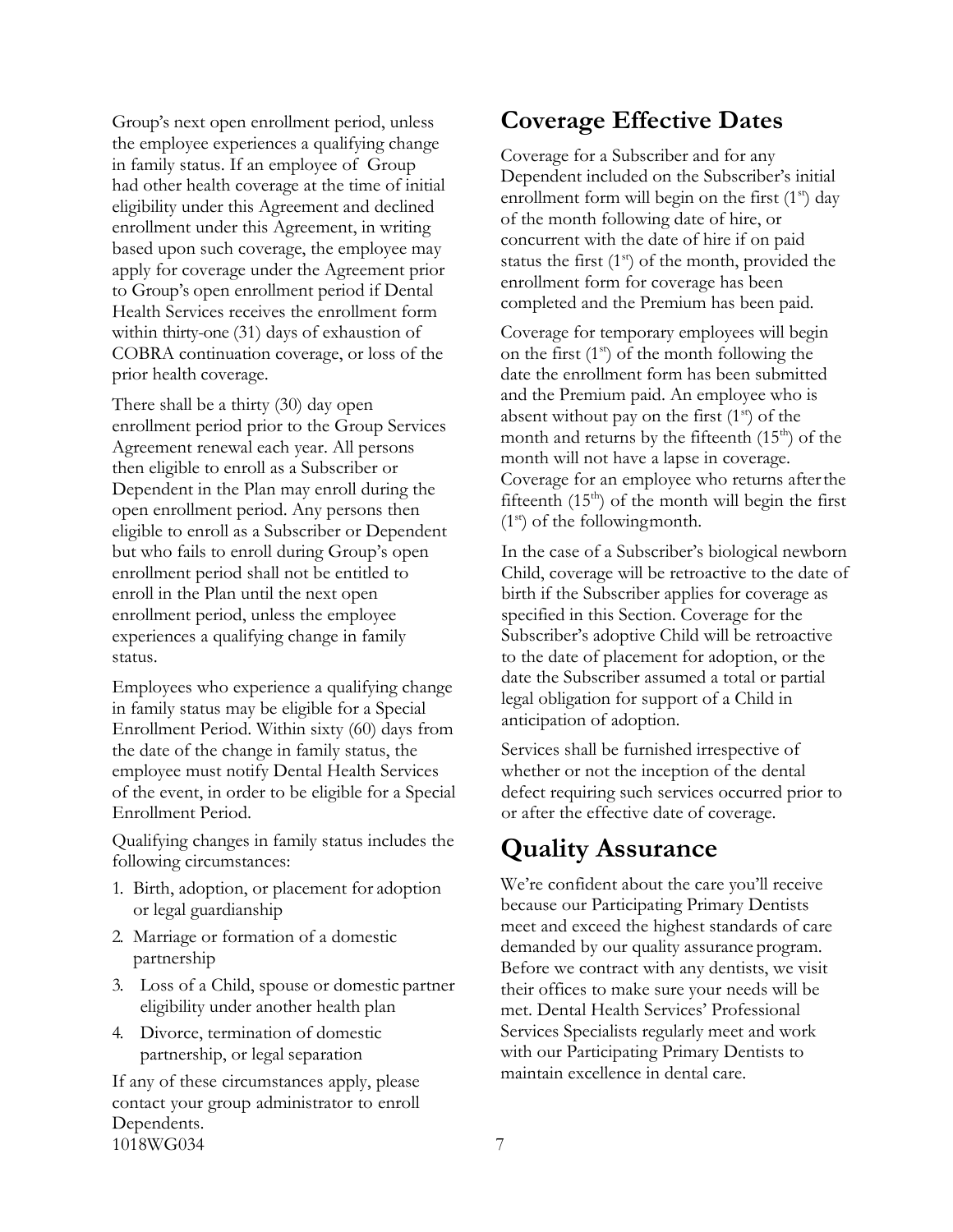Group's next open enrollment period, unless the employee experiences a qualifying change in family status. If an employee of Group had other health coverage at the time of initial eligibility under this Agreement and declined enrollment under this Agreement, in writing based upon such coverage, the employee may apply for coverage under the Agreement prior to Group's open enrollment period if Dental Health Services receives the enrollment form within thirty-one (31) days of exhaustion of COBRA continuation coverage, or loss of the prior health coverage.

There shall be a thirty (30) day open enrollment period prior to the Group Services Agreement renewal each year. All persons then eligible to enroll as a Subscriber or Dependent in the Plan may enroll during the open enrollment period. Any persons then eligible to enroll as a Subscriber or Dependent but who fails to enroll during Group's open enrollment period shall not be entitled to enroll in the Plan until the next open enrollment period, unless the employee experiences a qualifying change in family status.

Employees who experience a qualifying change in family status may be eligible for a Special Enrollment Period. Within sixty (60) days from the date of the change in family status, the employee must notify Dental Health Services of the event, in order to be eligible for a Special Enrollment Period.

Qualifying changes in family status includes the following circumstances:

1. Birth, adoption, or placement for adoption or legal guardianship
2. Marriage or formation of a domestic partnership
3. Loss of a Child, spouse or domestic partner eligibility under another health plan
4. Divorce, termination of domestic partnership, or legal separation

If any of these circumstances apply, please contact your group administrator to enroll Dependents.

# Coverage Effective Dates

Coverage for a Subscriber and for any Dependent included on the Subscriber's initial enrollment form will begin on the first (1st) day of the month following date of hire, or concurrent with the date of hire if on paid status the first (1st) of the month, provided the enrollment form for coverage has been completed and the Premium has been paid.

Coverage for temporary employees will begin on the first (1st) of the month following the date the enrollment form has been submitted and the Premium paid. An employee who is absent without pay on the first (1st) of the month and returns by the fifteenth (15th) of the month will not have a lapse in coverage. Coverage for an employee who returns after the fifteenth (15th) of the month will begin the first (1st) of the following month.

In the case of a Subscriber's biological newborn Child, coverage will be retroactive to the date of birth if the Subscriber applies for coverage as specified in this Section. Coverage for the Subscriber's adoptive Child will be retroactive to the date of placement for adoption, or the date the Subscriber assumed a total or partial legal obligation for support of a Child in anticipation of adoption.

Services shall be furnished irrespective of whether or not the inception of the dental defect requiring such services occurred prior to or after the effective date of coverage.

# Quality Assurance

We're confident about the care you'll receive because our Participating Primary Dentists meet and exceed the highest standards of care demanded by our quality assurance program. Before we contract with any dentists, we visit their offices to make sure your needs will be met. Dental Health Services' Professional Services Specialists regularly meet and work with our Participating Primary Dentists to maintain excellence in dental care.

1018WG034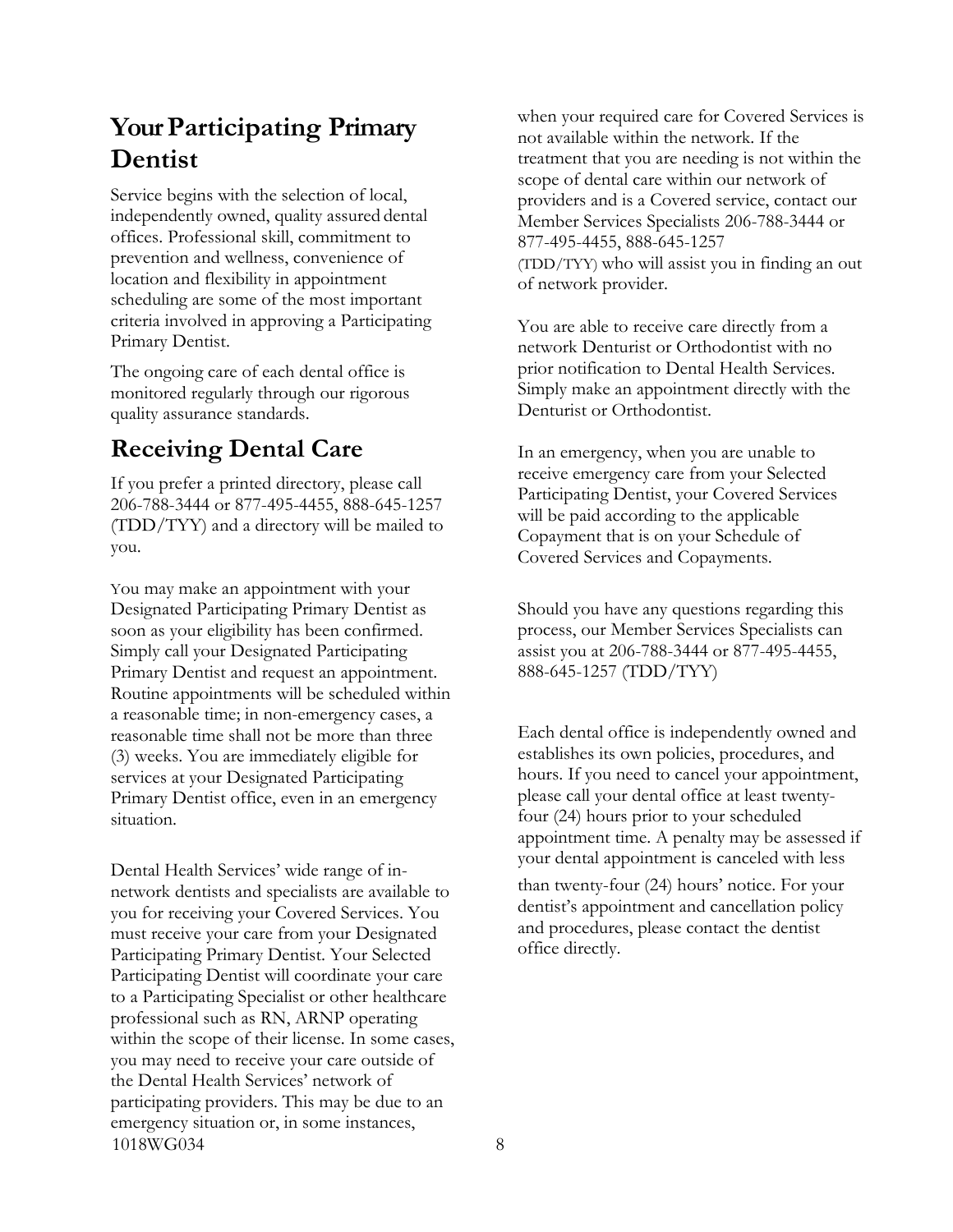## Your Participating Primary Dentist

Service begins with the selection of local, independently owned, quality assured dental offices. Professional skill, commitment to prevention and wellness, convenience of location and flexibility in appointment scheduling are some of the most important criteria involved in approving a Participating Primary Dentist.

The ongoing care of each dental office is monitored regularly through our rigorous quality assurance standards.

## Receiving Dental Care

If you prefer a printed directory, please call 206-788-3444 or 877-495-4455, 888-645-1257 (TDD/TYY) and a directory will be mailed to you.

You may make an appointment with your Designated Participating Primary Dentist as soon as your eligibility has been confirmed. Simply call your Designated Participating Primary Dentist and request an appointment. Routine appointments will be scheduled within a reasonable time; in non-emergency cases, a reasonable time shall not be more than three (3) weeks. You are immediately eligible for services at your Designated Participating Primary Dentist office, even in an emergency situation.

Dental Health Services' wide range of in-network dentists and specialists are available to you for receiving your Covered Services. You must receive your care from your Designated Participating Primary Dentist. Your Selected Participating Dentist will coordinate your care to a Participating Specialist or other healthcare professional such as RN, ARNP operating within the scope of their license. In some cases, you may need to receive your care outside of the Dental Health Services' network of participating providers. This may be due to an emergency situation or, in some instances, when your required care for Covered Services is not available within the network. If the treatment that you are needing is not within the scope of dental care within our network of providers and is a Covered service, contact our Member Services Specialists 206-788-3444 or 877-495-4455, 888-645-1257 (TDD/TYY) who will assist you in finding an out of network provider.

You are able to receive care directly from a network Denturist or Orthodontist with no prior notification to Dental Health Services. Simply make an appointment directly with the Denturist or Orthodontist.

In an emergency, when you are unable to receive emergency care from your Selected Participating Dentist, your Covered Services will be paid according to the applicable Copayment that is on your Schedule of Covered Services and Copayments.

Should you have any questions regarding this process, our Member Services Specialists can assist you at 206-788-3444 or 877-495-4455, 888-645-1257 (TDD/TYY)

Each dental office is independently owned and establishes its own policies, procedures, and hours. If you need to cancel your appointment, please call your dental office at least twenty-four (24) hours prior to your scheduled appointment time. A penalty may be assessed if your dental appointment is canceled with less than twenty-four (24) hours' notice. For your dentist's appointment and cancellation policy and procedures, please contact the dentist office directly.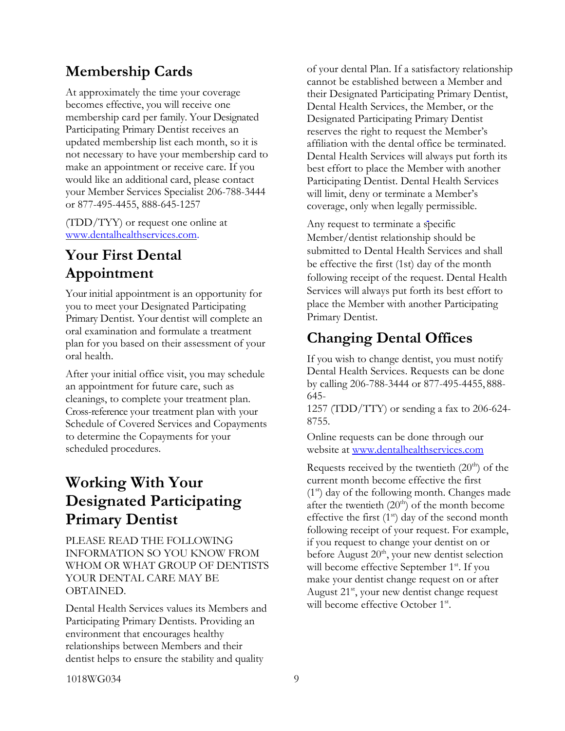## Membership Cards

At approximately the time your coverage becomes effective, you will receive one membership card per family. Your Designated Participating Primary Dentist receives an updated membership list each month, so it is not necessary to have your membership card to make an appointment or receive care. If you would like an additional card, please contact your Member Services Specialist 206-788-3444 or 877-495-4455, 888-645-1257

(TDD/TYY) or request one online at www.dentalhealthservices.com.

## Your First Dental Appointment

Your initial appointment is an opportunity for you to meet your Designated Participating Primary Dentist. Your dentist will complete an oral examination and formulate a treatment plan for you based on their assessment of your oral health.

After your initial office visit, you may schedule an appointment for future care, such as cleanings, to complete your treatment plan. Cross-reference your treatment plan with your Schedule of Covered Services and Copayments to determine the Copayments for your scheduled procedures.

## Working With Your Designated Participating Primary Dentist

PLEASE READ THE FOLLOWING INFORMATION SO YOU KNOW FROM WHOM OR WHAT GROUP OF DENTISTS YOUR DENTAL CARE MAY BE OBTAINED.

Dental Health Services values its Members and Participating Primary Dentists. Providing an environment that encourages healthy relationships between Members and their dentist helps to ensure the stability and quality of your dental Plan. If a satisfactory relationship cannot be established between a Member and their Designated Participating Primary Dentist, Dental Health Services, the Member, or the Designated Participating Primary Dentist reserves the right to request the Member's affiliation with the dental office be terminated. Dental Health Services will always put forth its best effort to place the Member with another Participating Dentist. Dental Health Services will limit, deny or terminate a Member's coverage, only when legally permissible.

Any request to terminate a specific Member/dentist relationship should be submitted to Dental Health Services and shall be effective the first (1st) day of the month following receipt of the request. Dental Health Services will always put forth its best effort to place the Member with another Participating Primary Dentist.

## Changing Dental Offices

If you wish to change dentist, you must notify Dental Health Services. Requests can be done by calling 206-788-3444 or 877-495-4455, 888-645-1257 (TDD/TTY) or sending a fax to 206-624-8755.

Online requests can be done through our website at www.dentalhealthservices.com

Requests received by the twentieth (20th) of the current month become effective the first (1st) day of the following month. Changes made after the twentieth (20th) of the month become effective the first (1st) day of the second month following receipt of your request. For example, if you request to change your dentist on or before August 20th, your new dentist selection will become effective September 1st. If you make your dentist change request on or after August 21st, your new dentist change request will become effective October 1st.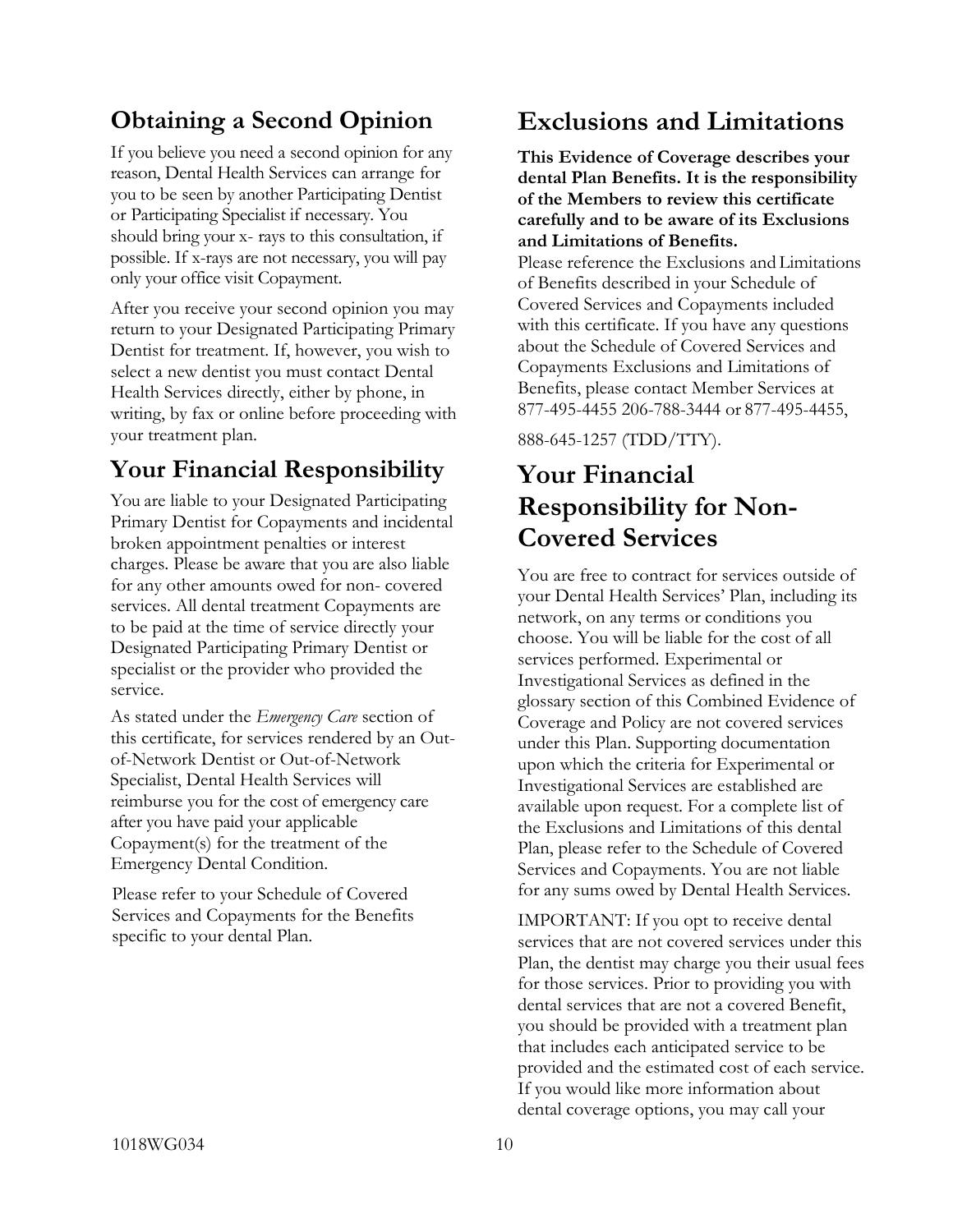## Obtaining a Second Opinion

If you believe you need a second opinion for any reason, Dental Health Services can arrange for you to be seen by another Participating Dentist or Participating Specialist if necessary. You should bring your x- rays to this consultation, if possible. If x-rays are not necessary, you will pay only your office visit Copayment.

After you receive your second opinion you may return to your Designated Participating Primary Dentist for treatment. If, however, you wish to select a new dentist you must contact Dental Health Services directly, either by phone, in writing, by fax or online before proceeding with your treatment plan.

## Your Financial Responsibility

You are liable to your Designated Participating Primary Dentist for Copayments and incidental broken appointment penalties or interest charges. Please be aware that you are also liable for any other amounts owed for non- covered services. All dental treatment Copayments are to be paid at the time of service directly your Designated Participating Primary Dentist or specialist or the provider who provided the service.

As stated under the *Emergency Care* section of this certificate, for services rendered by an Out-of-Network Dentist or Out-of-Network Specialist, Dental Health Services will reimburse you for the cost of emergency care after you have paid your applicable Copayment(s) for the treatment of the Emergency Dental Condition.

Please refer to your Schedule of Covered Services and Copayments for the Benefits specific to your dental Plan.

## Exclusions and Limitations

**This Evidence of Coverage describes your dental Plan Benefits. It is the responsibility of the Members to review this certificate carefully and to be aware of its Exclusions and Limitations of Benefits.**

Please reference the Exclusions and Limitations of Benefits described in your Schedule of Covered Services and Copayments included with this certificate. If you have any questions about the Schedule of Covered Services and Copayments Exclusions and Limitations of Benefits, please contact Member Services at 877-495-4455 206-788-3444 or 877-495-4455,

888-645-1257 (TDD/TTY).

## Your Financial Responsibility for Non-Covered Services

You are free to contract for services outside of your Dental Health Services' Plan, including its network, on any terms or conditions you choose. You will be liable for the cost of all services performed. Experimental or Investigational Services as defined in the glossary section of this Combined Evidence of Coverage and Policy are not covered services under this Plan. Supporting documentation upon which the criteria for Experimental or Investigational Services are established are available upon request. For a complete list of the Exclusions and Limitations of this dental Plan, please refer to the Schedule of Covered Services and Copayments. You are not liable for any sums owed by Dental Health Services.

IMPORTANT: If you opt to receive dental services that are not covered services under this Plan, the dentist may charge you their usual fees for those services. Prior to providing you with dental services that are not a covered Benefit, you should be provided with a treatment plan that includes each anticipated service to be provided and the estimated cost of each service. If you would like more information about dental coverage options, you may call your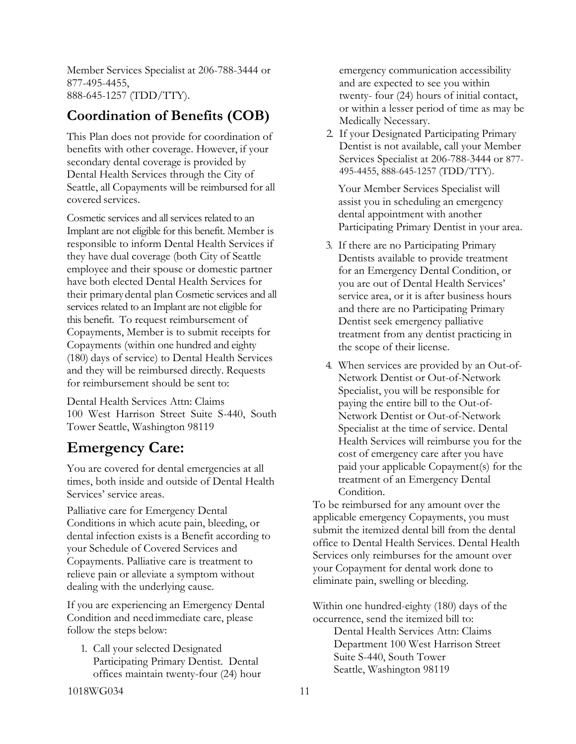Member Services Specialist at 206-788-3444 or 877-495-4455,
888-645-1257 (TDD/TTY).

## Coordination of Benefits (COB)

This Plan does not provide for coordination of benefits with other coverage. However, if your secondary dental coverage is provided by Dental Health Services through the City of Seattle, all Copayments will be reimbursed for all covered services.

Cosmetic services and all services related to an Implant are not eligible for this benefit. Member is responsible to inform Dental Health Services if they have dual coverage (both City of Seattle employee and their spouse or domestic partner have both elected Dental Health Services for their primary dental plan Cosmetic services and all services related to an Implant are not eligible for this benefit. To request reimbursement of Copayments, Member is to submit receipts for Copayments (within one hundred and eighty (180) days of service) to Dental Health Services and they will be reimbursed directly. Requests for reimbursement should be sent to:

Dental Health Services Attn: Claims
100 West Harrison Street Suite S-440, South Tower Seattle, Washington 98119

# Emergency Care:

You are covered for dental emergencies at all times, both inside and outside of Dental Health Services' service areas.

Palliative care for Emergency Dental Conditions in which acute pain, bleeding, or dental infection exists is a Benefit according to your Schedule of Covered Services and Copayments. Palliative care is treatment to relieve pain or alleviate a symptom without dealing with the underlying cause.

If you are experiencing an Emergency Dental Condition and need immediate care, please follow the steps below:

1. Call your selected Designated Participating Primary Dentist. Dental offices maintain twenty-four (24) hour emergency communication accessibility and are expected to see you within twenty- four (24) hours of initial contact, or within a lesser period of time as may be Medically Necessary.
2. If your Designated Participating Primary Dentist is not available, call your Member Services Specialist at 206-788-3444 or 877-495-4455, 888-645-1257 (TDD/TTY).

   Your Member Services Specialist will assist you in scheduling an emergency dental appointment with another Participating Primary Dentist in your area.
3. If there are no Participating Primary Dentists available to provide treatment for an Emergency Dental Condition, or you are out of Dental Health Services' service area, or it is after business hours and there are no Participating Primary Dentist seek emergency palliative treatment from any dentist practicing in the scope of their license.
4. When services are provided by an Out-of-Network Dentist or Out-of-Network Specialist, you will be responsible for paying the entire bill to the Out-of-Network Dentist or Out-of-Network Specialist at the time of service. Dental Health Services will reimburse you for the cost of emergency care after you have paid your applicable Copayment(s) for the treatment of an Emergency Dental Condition.

To be reimbursed for any amount over the applicable emergency Copayments, you must submit the itemized dental bill from the dental office to Dental Health Services. Dental Health Services only reimburses for the amount over your Copayment for dental work done to eliminate pain, swelling or bleeding.

Within one hundred-eighty (180) days of the occurrence, send the itemized bill to:

Dental Health Services Attn: Claims Department 100 West Harrison Street
Suite S-440, South Tower
Seattle, Washington 98119

1018WG034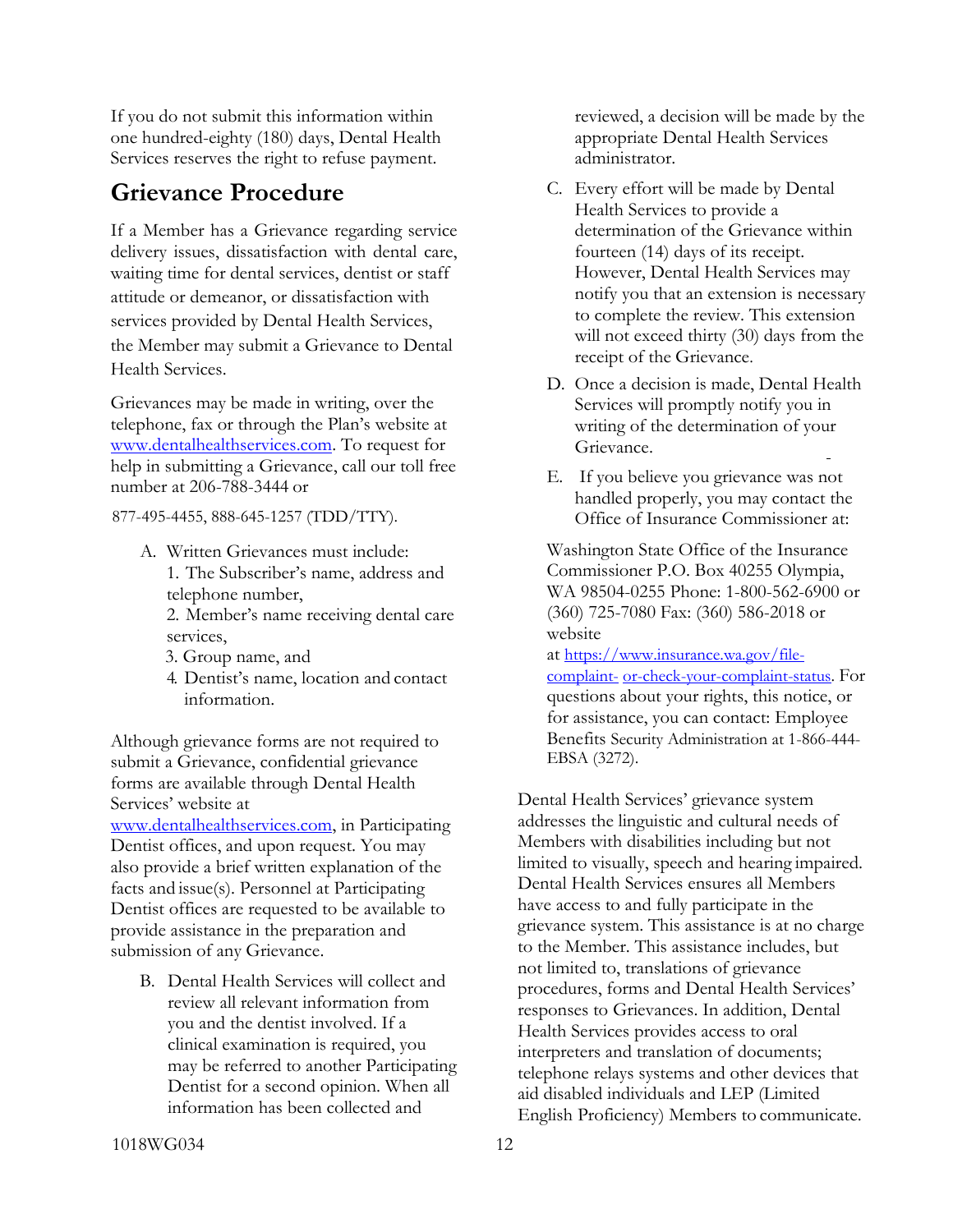If you do not submit this information within one hundred-eighty (180) days, Dental Health Services reserves the right to refuse payment.

## Grievance Procedure

If a Member has a Grievance regarding service delivery issues, dissatisfaction with dental care, waiting time for dental services, dentist or staff attitude or demeanor, or dissatisfaction with services provided by Dental Health Services, the Member may submit a Grievance to Dental Health Services.

Grievances may be made in writing, over the telephone, fax or through the Plan's website at www.dentalhealthservices.com. To request for help in submitting a Grievance, call our toll free number at 206-788-3444 or 877-495-4455, 888-645-1257 (TDD/TTY).

A. Written Grievances must include:
   1. The Subscriber's name, address and telephone number,
   2. Member's name receiving dental care services,
   3. Group name, and
   4. Dentist's name, location and contact information.

Although grievance forms are not required to submit a Grievance, confidential grievance forms are available through Dental Health Services' website at www.dentalhealthservices.com, in Participating Dentist offices, and upon request. You may also provide a brief written explanation of the facts and issue(s). Personnel at Participating Dentist offices are requested to be available to provide assistance in the preparation and submission of any Grievance.

B. Dental Health Services will collect and review all relevant information from you and the dentist involved. If a clinical examination is required, you may be referred to another Participating Dentist for a second opinion. When all information has been collected and reviewed, a decision will be made by the appropriate Dental Health Services administrator.

C. Every effort will be made by Dental Health Services to provide a determination of the Grievance within fourteen (14) days of its receipt. However, Dental Health Services may notify you that an extension is necessary to complete the review. This extension will not exceed thirty (30) days from the receipt of the Grievance.

D. Once a decision is made, Dental Health Services will promptly notify you in writing of the determination of your Grievance.

E. If you believe you grievance was not handled properly, you may contact the Office of Insurance Commissioner at:

Washington State Office of the Insurance Commissioner P.O. Box 40255 Olympia, WA 98504-0255 Phone: 1-800-562-6900 or (360) 725-7080 Fax: (360) 586-2018 or website at https://www.insurance.wa.gov/file-complaint- or-check-your-complaint-status. For questions about your rights, this notice, or for assistance, you can contact: Employee Benefits Security Administration at 1-866-444-EBSA (3272).

Dental Health Services' grievance system addresses the linguistic and cultural needs of Members with disabilities including but not limited to visually, speech and hearing impaired. Dental Health Services ensures all Members have access to and fully participate in the grievance system. This assistance is at no charge to the Member. This assistance includes, but not limited to, translations of grievance procedures, forms and Dental Health Services' responses to Grievances. In addition, Dental Health Services provides access to oral interpreters and translation of documents; telephone relays systems and other devices that aid disabled individuals and LEP (Limited English Proficiency) Members to communicate.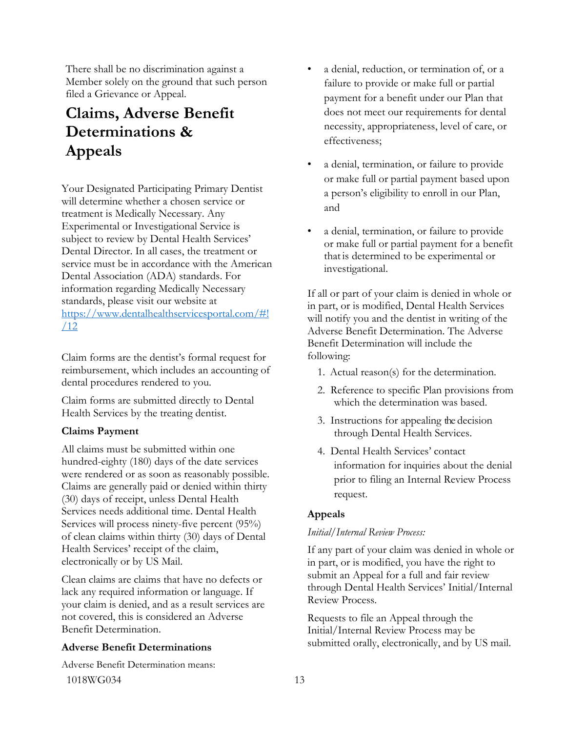There shall be no discrimination against a Member solely on the ground that such person filed a Grievance or Appeal.

# Claims, Adverse Benefit Determinations & Appeals

Your Designated Participating Primary Dentist will determine whether a chosen service or treatment is Medically Necessary. Any Experimental or Investigational Service is subject to review by Dental Health Services' Dental Director. In all cases, the treatment or service must be in accordance with the American Dental Association (ADA) standards. For information regarding Medically Necessary standards, please visit our website at https://www.dentalhealthservicesportal.com/#!/12

Claim forms are the dentist's formal request for reimbursement, which includes an accounting of dental procedures rendered to you.

Claim forms are submitted directly to Dental Health Services by the treating dentist.

**Claims Payment**

All claims must be submitted within one hundred-eighty (180) days of the date services were rendered or as soon as reasonably possible. Claims are generally paid or denied within thirty (30) days of receipt, unless Dental Health Services needs additional time. Dental Health Services will process ninety-five percent (95%) of clean claims within thirty (30) days of Dental Health Services' receipt of the claim, electronically or by US Mail.

Clean claims are claims that have no defects or lack any required information or language. If your claim is denied, and as a result services are not covered, this is considered an Adverse Benefit Determination.

**Adverse Benefit Determinations**

Adverse Benefit Determination means:

- a denial, reduction, or termination of, or a failure to provide or make full or partial payment for a benefit under our Plan that does not meet our requirements for dental necessity, appropriateness, level of care, or effectiveness;
- a denial, termination, or failure to provide or make full or partial payment based upon a person's eligibility to enroll in our Plan, and
- a denial, termination, or failure to provide or make full or partial payment for a benefit that is determined to be experimental or investigational.

If all or part of your claim is denied in whole or in part, or is modified, Dental Health Services will notify you and the dentist in writing of the Adverse Benefit Determination. The Adverse Benefit Determination will include the following:

1. Actual reason(s) for the determination.
2. Reference to specific Plan provisions from which the determination was based.
3. Instructions for appealing the decision through Dental Health Services.
4. Dental Health Services' contact information for inquiries about the denial prior to filing an Internal Review Process request.

**Appeals**

*Initial/Internal Review Process:*

If any part of your claim was denied in whole or in part, or is modified, you have the right to submit an Appeal for a full and fair review through Dental Health Services' Initial/Internal Review Process.

Requests to file an Appeal through the Initial/Internal Review Process may be submitted orally, electronically, and by US mail.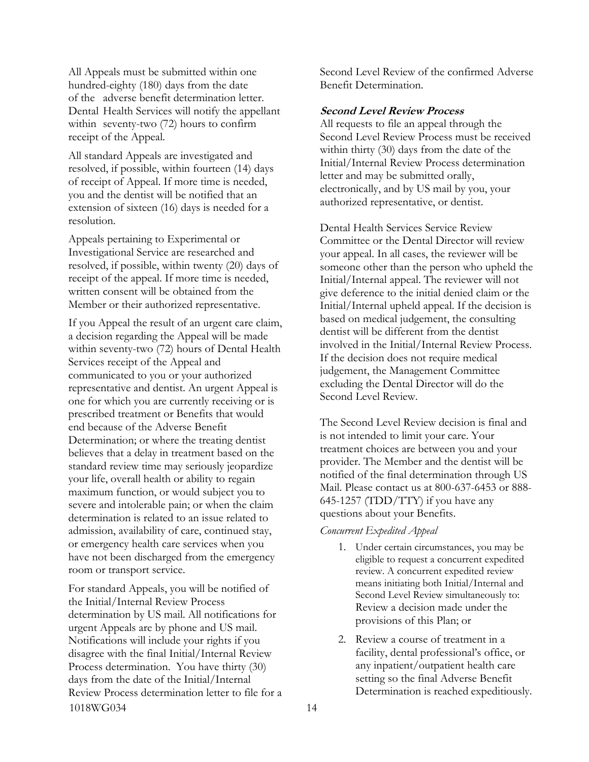All Appeals must be submitted within one hundred-eighty (180) days from the date of the adverse benefit determination letter. Dental Health Services will notify the appellant within seventy-two (72) hours to confirm receipt of the Appeal.

All standard Appeals are investigated and resolved, if possible, within fourteen (14) days of receipt of Appeal. If more time is needed, you and the dentist will be notified that an extension of sixteen (16) days is needed for a resolution.

Appeals pertaining to Experimental or Investigational Service are researched and resolved, if possible, within twenty (20) days of receipt of the appeal. If more time is needed, written consent will be obtained from the Member or their authorized representative.

If you Appeal the result of an urgent care claim, a decision regarding the Appeal will be made within seventy-two (72) hours of Dental Health Services receipt of the Appeal and communicated to you or your authorized representative and dentist. An urgent Appeal is one for which you are currently receiving or is prescribed treatment or Benefits that would end because of the Adverse Benefit Determination; or where the treating dentist believes that a delay in treatment based on the standard review time may seriously jeopardize your life, overall health or ability to regain maximum function, or would subject you to severe and intolerable pain; or when the claim determination is related to an issue related to admission, availability of care, continued stay, or emergency health care services when you have not been discharged from the emergency room or transport service.

For standard Appeals, you will be notified of the Initial/Internal Review Process determination by US mail. All notifications for urgent Appeals are by phone and US mail. Notifications will include your rights if you disagree with the final Initial/Internal Review Process determination. You have thirty (30) days from the date of the Initial/Internal Review Process determination letter to file for a Second Level Review of the confirmed Adverse Benefit Determination.

**Second Level Review Process**

All requests to file an appeal through the Second Level Review Process must be received within thirty (30) days from the date of the Initial/Internal Review Process determination letter and may be submitted orally, electronically, and by US mail by you, your authorized representative, or dentist.

Dental Health Services Service Review Committee or the Dental Director will review your appeal. In all cases, the reviewer will be someone other than the person who upheld the Initial/Internal appeal. The reviewer will not give deference to the initial denied claim or the Initial/Internal upheld appeal. If the decision is based on medical judgement, the consulting dentist will be different from the dentist involved in the Initial/Internal Review Process. If the decision does not require medical judgement, the Management Committee excluding the Dental Director will do the Second Level Review.

The Second Level Review decision is final and is not intended to limit your care. Your treatment choices are between you and your provider. The Member and the dentist will be notified of the final determination through US Mail. Please contact us at 800-637-6453 or 888-645-1257 (TDD/TTY) if you have any questions about your Benefits.

*Concurrent Expedited Appeal*

1. Under certain circumstances, you may be eligible to request a concurrent expedited review. A concurrent expedited review means initiating both Initial/Internal and Second Level Review simultaneously to: Review a decision made under the provisions of this Plan; or
2. Review a course of treatment in a facility, dental professional's office, or any inpatient/outpatient health care setting so the final Adverse Benefit Determination is reached expeditiously.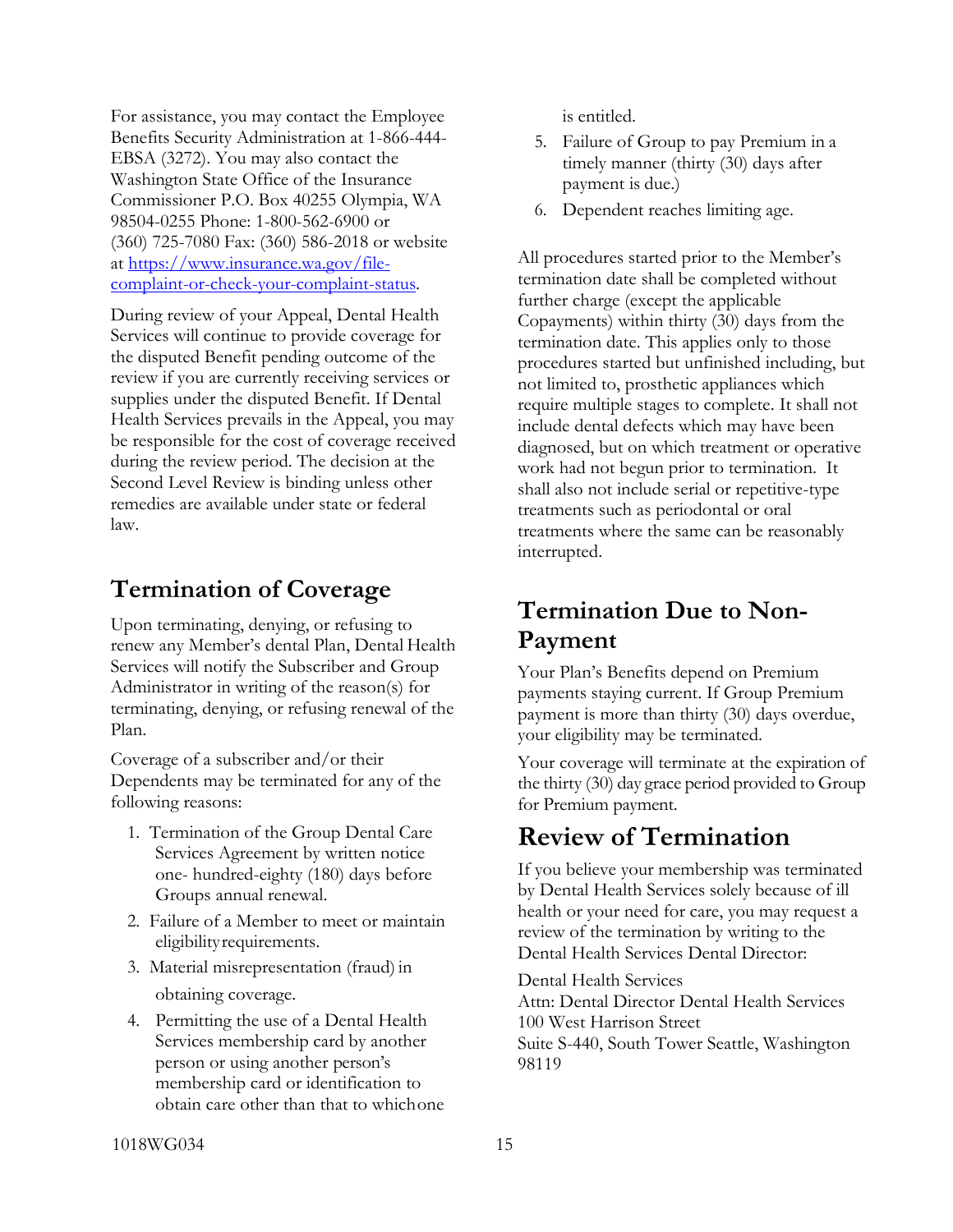For assistance, you may contact the Employee Benefits Security Administration at 1-866-444-EBSA (3272). You may also contact the Washington State Office of the Insurance Commissioner P.O. Box 40255 Olympia, WA 98504-0255 Phone: 1-800-562-6900 or (360) 725-7080 Fax: (360) 586-2018 or website at [https://www.insurance.wa.gov/file-complaint-or-check-your-complaint-status](https://www.insurance.wa.gov/file-complaint-or-check-your-complaint-status).

During review of your Appeal, Dental Health Services will continue to provide coverage for the disputed Benefit pending outcome of the review if you are currently receiving services or supplies under the disputed Benefit. If Dental Health Services prevails in the Appeal, you may be responsible for the cost of coverage received during the review period. The decision at the Second Level Review is binding unless other remedies are available under state or federal law.

## Termination of Coverage

Upon terminating, denying, or refusing to renew any Member's dental Plan, Dental Health Services will notify the Subscriber and Group Administrator in writing of the reason(s) for terminating, denying, or refusing renewal of the Plan.

Coverage of a subscriber and/or their Dependents may be terminated for any of the following reasons:

1. Termination of the Group Dental Care Services Agreement by written notice one- hundred-eighty (180) days before Groups annual renewal.
2. Failure of a Member to meet or maintain eligibility requirements.
3. Material misrepresentation (fraud) in obtaining coverage.
4. Permitting the use of a Dental Health Services membership card by another person or using another person's membership card or identification to obtain care other than that to which one is entitled.
5. Failure of Group to pay Premium in a timely manner (thirty (30) days after payment is due.)
6. Dependent reaches limiting age.

All procedures started prior to the Member's termination date shall be completed without further charge (except the applicable Copayments) within thirty (30) days from the termination date. This applies only to those procedures started but unfinished including, but not limited to, prosthetic appliances which require multiple stages to complete. It shall not include dental defects which may have been diagnosed, but on which treatment or operative work had not begun prior to termination. It shall also not include serial or repetitive-type treatments such as periodontal or oral treatments where the same can be reasonably interrupted.

## Termination Due to Non-Payment

Your Plan's Benefits depend on Premium payments staying current. If Group Premium payment is more than thirty (30) days overdue, your eligibility may be terminated.

Your coverage will terminate at the expiration of the thirty (30) day grace period provided to Group for Premium payment.

## Review of Termination

If you believe your membership was terminated by Dental Health Services solely because of ill health or your need for care, you may request a review of the termination by writing to the Dental Health Services Dental Director:

Dental Health Services
Attn: Dental Director Dental Health Services
100 West Harrison Street
Suite S-440, South Tower Seattle, Washington 98119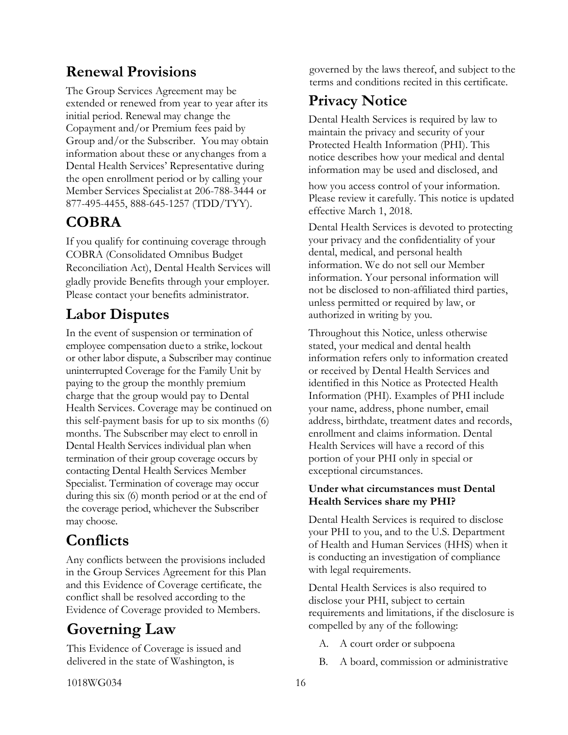## Renewal Provisions

The Group Services Agreement may be extended or renewed from year to year after its initial period. Renewal may change the Copayment and/or Premium fees paid by Group and/or the Subscriber. You may obtain information about these or any changes from a Dental Health Services' Representative during the open enrollment period or by calling your Member Services Specialist at 206-788-3444 or 877-495-4455, 888-645-1257 (TDD/TYY).

## COBRA

If you qualify for continuing coverage through COBRA (Consolidated Omnibus Budget Reconciliation Act), Dental Health Services will gladly provide Benefits through your employer. Please contact your benefits administrator.

## Labor Disputes

In the event of suspension or termination of employee compensation due to a strike, lockout or other labor dispute, a Subscriber may continue uninterrupted Coverage for the Family Unit by paying to the group the monthly premium charge that the group would pay to Dental Health Services. Coverage may be continued on this self-payment basis for up to six months (6) months. The Subscriber may elect to enroll in Dental Health Services individual plan when termination of their group coverage occurs by contacting Dental Health Services Member Specialist. Termination of coverage may occur during this six (6) month period or at the end of the coverage period, whichever the Subscriber may choose.

## Conflicts

Any conflicts between the provisions included in the Group Services Agreement for this Plan and this Evidence of Coverage certificate, the conflict shall be resolved according to the Evidence of Coverage provided to Members.

## Governing Law

This Evidence of Coverage is issued and delivered in the state of Washington, is governed by the laws thereof, and subject to the terms and conditions recited in this certificate.

## Privacy Notice

Dental Health Services is required by law to maintain the privacy and security of your Protected Health Information (PHI). This notice describes how your medical and dental information may be used and disclosed, and how you access control of your information. Please review it carefully. This notice is updated effective March 1, 2018.

Dental Health Services is devoted to protecting your privacy and the confidentiality of your dental, medical, and personal health information. We do not sell our Member information. Your personal information will not be disclosed to non-affiliated third parties, unless permitted or required by law, or authorized in writing by you.

Throughout this Notice, unless otherwise stated, your medical and dental health information refers only to information created or received by Dental Health Services and identified in this Notice as Protected Health Information (PHI). Examples of PHI include your name, address, phone number, email address, birthdate, treatment dates and records, enrollment and claims information. Dental Health Services will have a record of this portion of your PHI only in special or exceptional circumstances.

**Under what circumstances must Dental Health Services share my PHI?**

Dental Health Services is required to disclose your PHI to you, and to the U.S. Department of Health and Human Services (HHS) when it is conducting an investigation of compliance with legal requirements.

Dental Health Services is also required to disclose your PHI, subject to certain requirements and limitations, if the disclosure is compelled by any of the following:

A. A court order or subpoena

B. A board, commission or administrative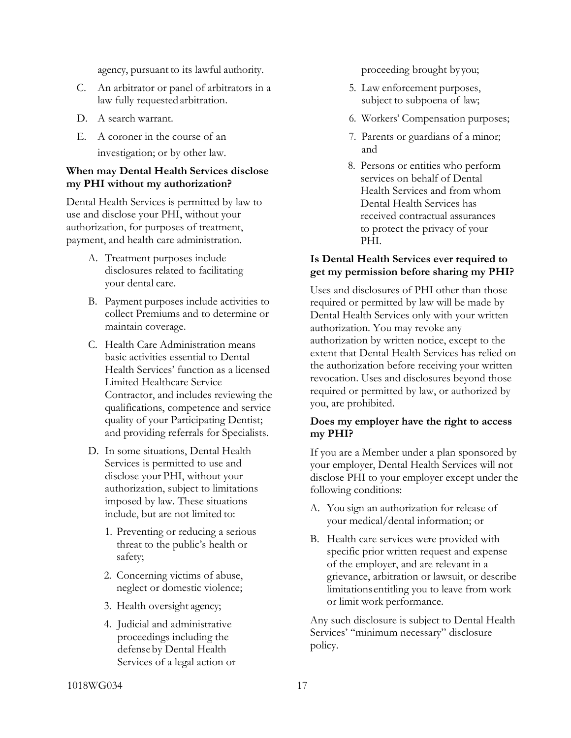agency, pursuant to its lawful authority.

C. An arbitrator or panel of arbitrators in a law fully requested arbitration.

D. A search warrant.

E. A coroner in the course of an investigation; or by other law.

**When may Dental Health Services disclose my PHI without my authorization?**

Dental Health Services is permitted by law to use and disclose your PHI, without your authorization, for purposes of treatment, payment, and health care administration.

A. Treatment purposes include disclosures related to facilitating your dental care.

B. Payment purposes include activities to collect Premiums and to determine or maintain coverage.

C. Health Care Administration means basic activities essential to Dental Health Services' function as a licensed Limited Healthcare Service Contractor, and includes reviewing the qualifications, competence and service quality of your Participating Dentist; and providing referrals for Specialists.

D. In some situations, Dental Health Services is permitted to use and disclose your PHI, without your authorization, subject to limitations imposed by law. These situations include, but are not limited to:

   1. Preventing or reducing a serious threat to the public's health or safety;
   2. Concerning victims of abuse, neglect or domestic violence;
   3. Health oversight agency;
   4. Judicial and administrative proceedings including the defense by Dental Health Services of a legal action or proceeding brought by you;
   5. Law enforcement purposes, subject to subpoena of law;
   6. Workers' Compensation purposes;
   7. Parents or guardians of a minor; and
   8. Persons or entities who perform services on behalf of Dental Health Services and from whom Dental Health Services has received contractual assurances to protect the privacy of your PHI.

**Is Dental Health Services ever required to get my permission before sharing my PHI?**

Uses and disclosures of PHI other than those required or permitted by law will be made by Dental Health Services only with your written authorization. You may revoke any authorization by written notice, except to the extent that Dental Health Services has relied on the authorization before receiving your written revocation. Uses and disclosures beyond those required or permitted by law, or authorized by you, are prohibited.

**Does my employer have the right to access my PHI?**

If you are a Member under a plan sponsored by your employer, Dental Health Services will not disclose PHI to your employer except under the following conditions:

A. You sign an authorization for release of your medical/dental information; or

B. Health care services were provided with specific prior written request and expense of the employer, and are relevant in a grievance, arbitration or lawsuit, or describe limitations entitling you to leave from work or limit work performance.

Any such disclosure is subject to Dental Health Services' "minimum necessary" disclosure policy.

1018WG034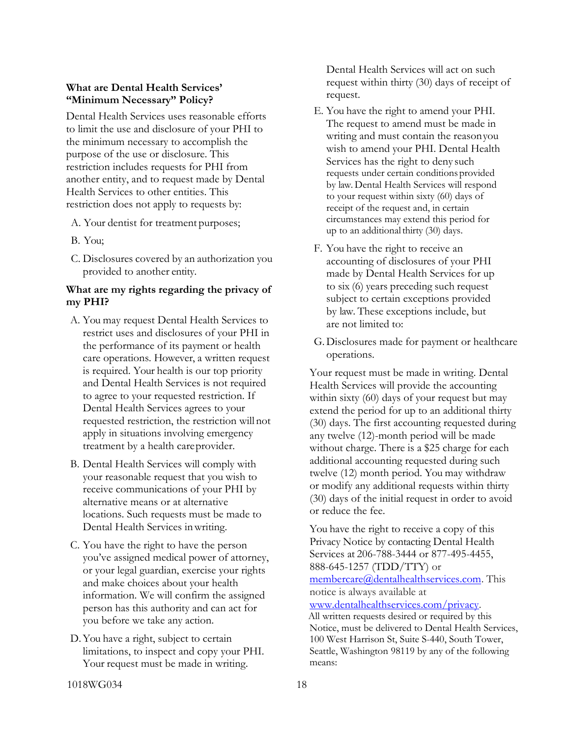**What are Dental Health Services' "Minimum Necessary" Policy?**

Dental Health Services uses reasonable efforts to limit the use and disclosure of your PHI to the minimum necessary to accomplish the purpose of the use or disclosure. This restriction includes requests for PHI from another entity, and to request made by Dental Health Services to other entities. This restriction does not apply to requests by:

A. Your dentist for treatment purposes;

B. You;

C. Disclosures covered by an authorization you provided to another entity.

**What are my rights regarding the privacy of my PHI?**

A. You may request Dental Health Services to restrict uses and disclosures of your PHI in the performance of its payment or health care operations. However, a written request is required. Your health is our top priority and Dental Health Services is not required to agree to your requested restriction. If Dental Health Services agrees to your requested restriction, the restriction will not apply in situations involving emergency treatment by a health care provider.

B. Dental Health Services will comply with your reasonable request that you wish to receive communications of your PHI by alternative means or at alternative locations. Such requests must be made to Dental Health Services in writing.

C. You have the right to have the person you've assigned medical power of attorney, or your legal guardian, exercise your rights and make choices about your health information. We will confirm the assigned person has this authority and can act for you before we take any action.

D. You have a right, subject to certain limitations, to inspect and copy your PHI. Your request must be made in writing. Dental Health Services will act on such request within thirty (30) days of receipt of request.

E. You have the right to amend your PHI. The request to amend must be made in writing and must contain the reason you wish to amend your PHI. Dental Health Services has the right to deny such requests under certain conditions provided by law. Dental Health Services will respond to your request within sixty (60) days of receipt of the request and, in certain circumstances may extend this period for up to an additional thirty (30) days.

F. You have the right to receive an accounting of disclosures of your PHI made by Dental Health Services for up to six (6) years preceding such request subject to certain exceptions provided by law. These exceptions include, but are not limited to:

G. Disclosures made for payment or healthcare operations.

Your request must be made in writing. Dental Health Services will provide the accounting within sixty (60) days of your request but may extend the period for up to an additional thirty (30) days. The first accounting requested during any twelve (12)-month period will be made without charge. There is a $25 charge for each additional accounting requested during such twelve (12) month period. You may withdraw or modify any additional requests within thirty (30) days of the initial request in order to avoid or reduce the fee.

You have the right to receive a copy of this Privacy Notice by contacting Dental Health Services at 206-788-3444 or 877-495-4455, 888-645-1257 (TDD/TTY) or membercare@dentalhealthservices.com. This notice is always available at www.dentalhealthservices.com/privacy.

All written requests desired or required by this Notice, must be delivered to Dental Health Services, 100 West Harrison St, Suite S-440, South Tower, Seattle, Washington 98119 by any of the following means: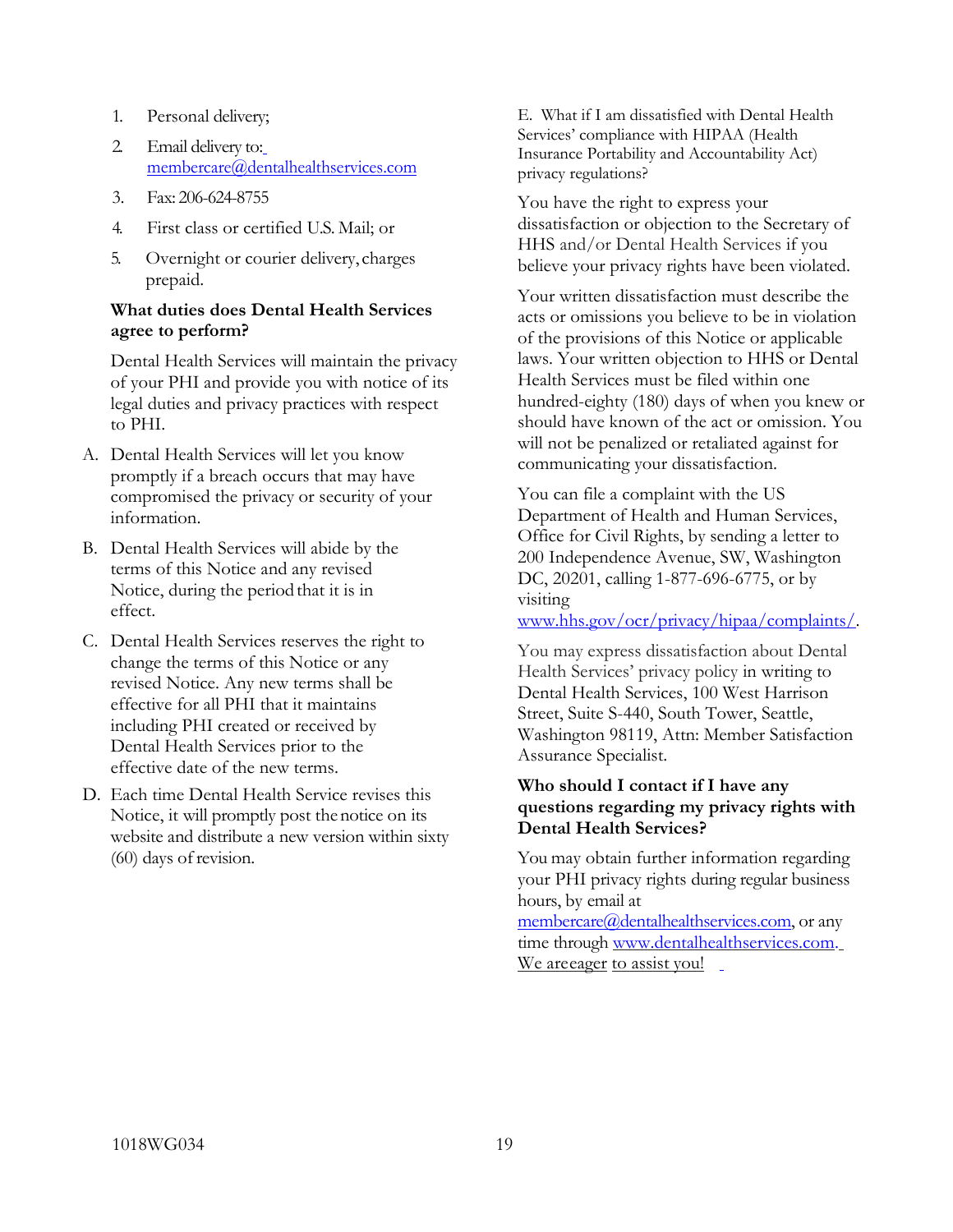1. Personal delivery;
2. Email delivery to: membercare@dentalhealthservices.com
3. Fax: 206-624-8755
4. First class or certified U.S. Mail; or
5. Overnight or courier delivery, charges prepaid.

**What duties does Dental Health Services agree to perform?**

Dental Health Services will maintain the privacy of your PHI and provide you with notice of its legal duties and privacy practices with respect to PHI.

A. Dental Health Services will let you know promptly if a breach occurs that may have compromised the privacy or security of your information.

B. Dental Health Services will abide by the terms of this Notice and any revised Notice, during the period that it is in effect.

C. Dental Health Services reserves the right to change the terms of this Notice or any revised Notice. Any new terms shall be effective for all PHI that it maintains including PHI created or received by Dental Health Services prior to the effective date of the new terms.

D. Each time Dental Health Service revises this Notice, it will promptly post the notice on its website and distribute a new version within sixty (60) days of revision.

E. What if I am dissatisfied with Dental Health Services' compliance with HIPAA (Health Insurance Portability and Accountability Act) privacy regulations?

You have the right to express your dissatisfaction or objection to the Secretary of HHS and/or Dental Health Services if you believe your privacy rights have been violated.

Your written dissatisfaction must describe the acts or omissions you believe to be in violation of the provisions of this Notice or applicable laws. Your written objection to HHS or Dental Health Services must be filed within one hundred-eighty (180) days of when you knew or should have known of the act or omission. You will not be penalized or retaliated against for communicating your dissatisfaction.

You can file a complaint with the US Department of Health and Human Services, Office for Civil Rights, by sending a letter to 200 Independence Avenue, SW, Washington DC, 20201, calling 1-877-696-6775, or by visiting www.hhs.gov/ocr/privacy/hipaa/complaints/.

You may express dissatisfaction about Dental Health Services' privacy policy in writing to Dental Health Services, 100 West Harrison Street, Suite S-440, South Tower, Seattle, Washington 98119, Attn: Member Satisfaction Assurance Specialist.

**Who should I contact if I have any questions regarding my privacy rights with Dental Health Services?**

You may obtain further information regarding your PHI privacy rights during regular business hours, by email at membercare@dentalhealthservices.com, or any time through www.dentalhealthservices.com. We are eager to assist you!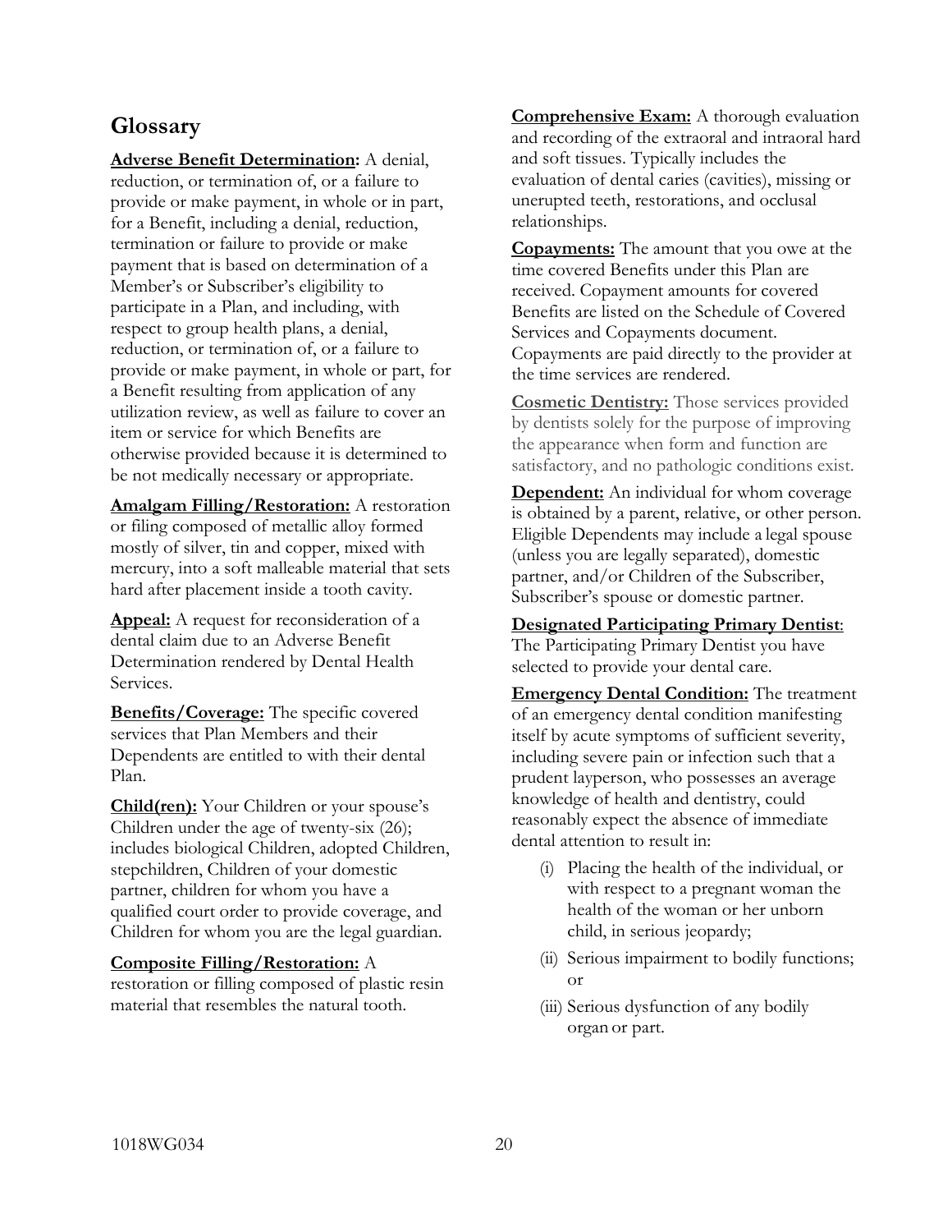## Glossary

**Adverse Benefit Determination:** A denial, reduction, or termination of, or a failure to provide or make payment, in whole or in part, for a Benefit, including a denial, reduction, termination or failure to provide or make payment that is based on determination of a Member's or Subscriber's eligibility to participate in a Plan, and including, with respect to group health plans, a denial, reduction, or termination of, or a failure to provide or make payment, in whole or part, for a Benefit resulting from application of any utilization review, as well as failure to cover an item or service for which Benefits are otherwise provided because it is determined to be not medically necessary or appropriate.

**Amalgam Filling/Restoration:** A restoration or filing composed of metallic alloy formed mostly of silver, tin and copper, mixed with mercury, into a soft malleable material that sets hard after placement inside a tooth cavity.

**Appeal:** A request for reconsideration of a dental claim due to an Adverse Benefit Determination rendered by Dental Health Services.

**Benefits/Coverage:** The specific covered services that Plan Members and their Dependents are entitled to with their dental Plan.

**Child(ren):** Your Children or your spouse's Children under the age of twenty-six (26); includes biological Children, adopted Children, stepchildren, Children of your domestic partner, children for whom you have a qualified court order to provide coverage, and Children for whom you are the legal guardian.

**Composite Filling/Restoration:** A restoration or filling composed of plastic resin material that resembles the natural tooth.

**Comprehensive Exam:** A thorough evaluation and recording of the extraoral and intraoral hard and soft tissues. Typically includes the evaluation of dental caries (cavities), missing or unerupted teeth, restorations, and occlusal relationships.

**Copayments:** The amount that you owe at the time covered Benefits under this Plan are received. Copayment amounts for covered Benefits are listed on the Schedule of Covered Services and Copayments document. Copayments are paid directly to the provider at the time services are rendered.

**Cosmetic Dentistry:** Those services provided by dentists solely for the purpose of improving the appearance when form and function are satisfactory, and no pathologic conditions exist.

**Dependent:** An individual for whom coverage is obtained by a parent, relative, or other person. Eligible Dependents may include a legal spouse (unless you are legally separated), domestic partner, and/or Children of the Subscriber, Subscriber's spouse or domestic partner.

**Designated Participating Primary Dentist**: The Participating Primary Dentist you have selected to provide your dental care.

**Emergency Dental Condition:** The treatment of an emergency dental condition manifesting itself by acute symptoms of sufficient severity, including severe pain or infection such that a prudent layperson, who possesses an average knowledge of health and dentistry, could reasonably expect the absence of immediate dental attention to result in:

(i) Placing the health of the individual, or with respect to a pregnant woman the health of the woman or her unborn child, in serious jeopardy;

(ii) Serious impairment to bodily functions; or

(iii) Serious dysfunction of any bodily organ or part.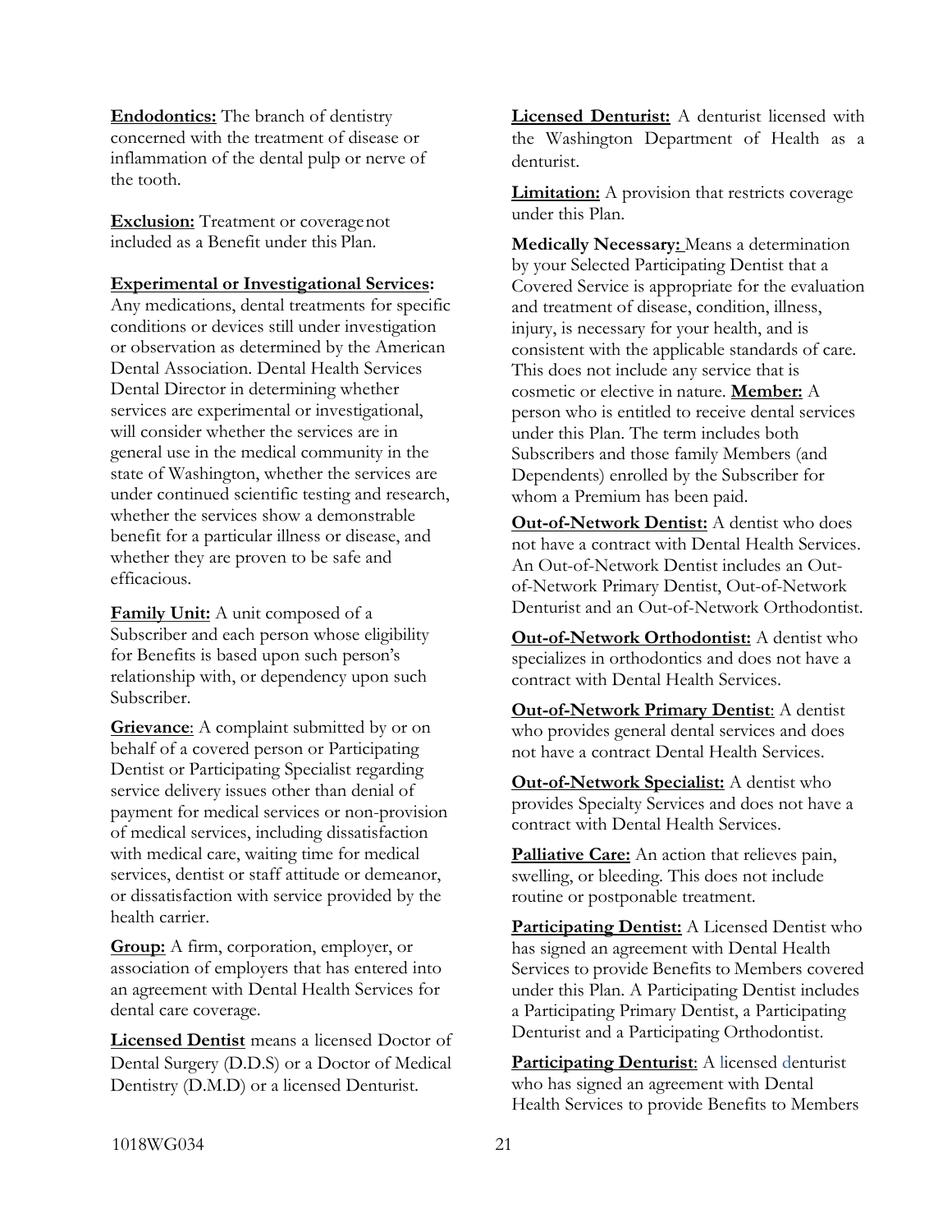**Endodontics:** The branch of dentistry concerned with the treatment of disease or inflammation of the dental pulp or nerve of the tooth.

**Exclusion:** Treatment or coverage not included as a Benefit under this Plan.

**Experimental or Investigational Services:** Any medications, dental treatments for specific conditions or devices still under investigation or observation as determined by the American Dental Association. Dental Health Services Dental Director in determining whether services are experimental or investigational, will consider whether the services are in general use in the medical community in the state of Washington, whether the services are under continued scientific testing and research, whether the services show a demonstrable benefit for a particular illness or disease, and whether they are proven to be safe and efficacious.

**Family Unit:** A unit composed of a Subscriber and each person whose eligibility for Benefits is based upon such person's relationship with, or dependency upon such Subscriber.

**Grievance**: A complaint submitted by or on behalf of a covered person or Participating Dentist or Participating Specialist regarding service delivery issues other than denial of payment for medical services or non-provision of medical services, including dissatisfaction with medical care, waiting time for medical services, dentist or staff attitude or demeanor, or dissatisfaction with service provided by the health carrier.

**Group:** A firm, corporation, employer, or association of employers that has entered into an agreement with Dental Health Services for dental care coverage.

**Licensed Dentist** means a licensed Doctor of Dental Surgery (D.D.S) or a Doctor of Medical Dentistry (D.M.D) or a licensed Denturist.

**Licensed Denturist:** A denturist licensed with the Washington Department of Health as a denturist.

**Limitation:** A provision that restricts coverage under this Plan.

**Medically Necessary:** Means a determination by your Selected Participating Dentist that a Covered Service is appropriate for the evaluation and treatment of disease, condition, illness, injury, is necessary for your health, and is consistent with the applicable standards of care. This does not include any service that is cosmetic or elective in nature.

**Member:** A person who is entitled to receive dental services under this Plan. The term includes both Subscribers and those family Members (and Dependents) enrolled by the Subscriber for whom a Premium has been paid.

**Out-of-Network Dentist:** A dentist who does not have a contract with Dental Health Services. An Out-of-Network Dentist includes an Out-of-Network Primary Dentist, Out-of-Network Denturist and an Out-of-Network Orthodontist.

**Out-of-Network Orthodontist:** A dentist who specializes in orthodontics and does not have a contract with Dental Health Services.

**Out-of-Network Primary Dentist**: A dentist who provides general dental services and does not have a contract Dental Health Services.

**Out-of-Network Specialist:** A dentist who provides Specialty Services and does not have a contract with Dental Health Services.

**Palliative Care:** An action that relieves pain, swelling, or bleeding. This does not include routine or postponable treatment.

**Participating Dentist:** A Licensed Dentist who has signed an agreement with Dental Health Services to provide Benefits to Members covered under this Plan. A Participating Dentist includes a Participating Primary Dentist, a Participating Denturist and a Participating Orthodontist.

**Participating Denturist**: A licensed denturist who has signed an agreement with Dental Health Services to provide Benefits to Members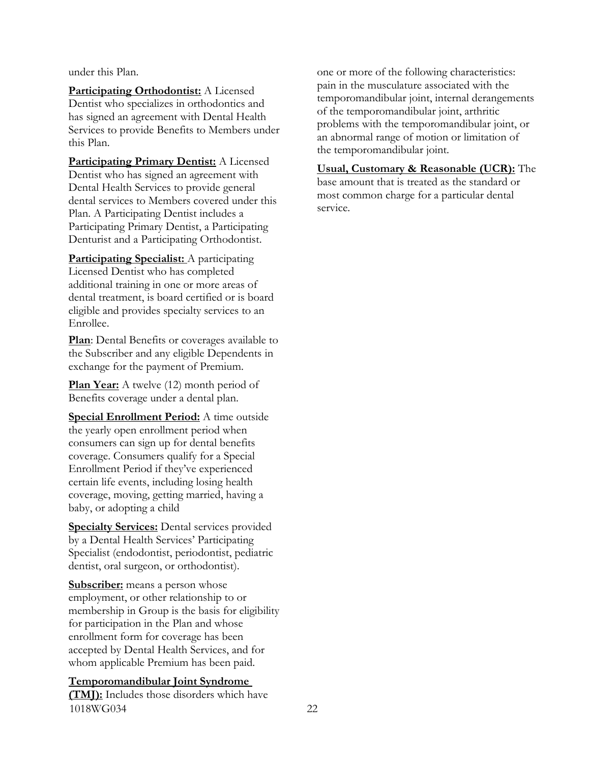under this Plan.

**Participating Orthodontist:** A Licensed Dentist who specializes in orthodontics and has signed an agreement with Dental Health Services to provide Benefits to Members under this Plan.

**Participating Primary Dentist:** A Licensed Dentist who has signed an agreement with Dental Health Services to provide general dental services to Members covered under this Plan. A Participating Dentist includes a Participating Primary Dentist, a Participating Denturist and a Participating Orthodontist.

**Participating Specialist:** A participating Licensed Dentist who has completed additional training in one or more areas of dental treatment, is board certified or is board eligible and provides specialty services to an Enrollee.

**Plan**: Dental Benefits or coverages available to the Subscriber and any eligible Dependents in exchange for the payment of Premium.

**Plan Year:** A twelve (12) month period of Benefits coverage under a dental plan.

**Special Enrollment Period:** A time outside the yearly open enrollment period when consumers can sign up for dental benefits coverage. Consumers qualify for a Special Enrollment Period if they've experienced certain life events, including losing health coverage, moving, getting married, having a baby, or adopting a child

**Specialty Services:** Dental services provided by a Dental Health Services' Participating Specialist (endodontist, periodontist, pediatric dentist, oral surgeon, or orthodontist).

**Subscriber:** means a person whose employment, or other relationship to or membership in Group is the basis for eligibility for participation in the Plan and whose enrollment form for coverage has been accepted by Dental Health Services, and for whom applicable Premium has been paid.

**Temporomandibular Joint Syndrome (TMJ):** Includes those disorders which have one or more of the following characteristics: pain in the musculature associated with the temporomandibular joint, internal derangements of the temporomandibular joint, arthritic problems with the temporomandibular joint, or an abnormal range of motion or limitation of the temporomandibular joint.

**Usual, Customary & Reasonable (UCR):** The base amount that is treated as the standard or most common charge for a particular dental service.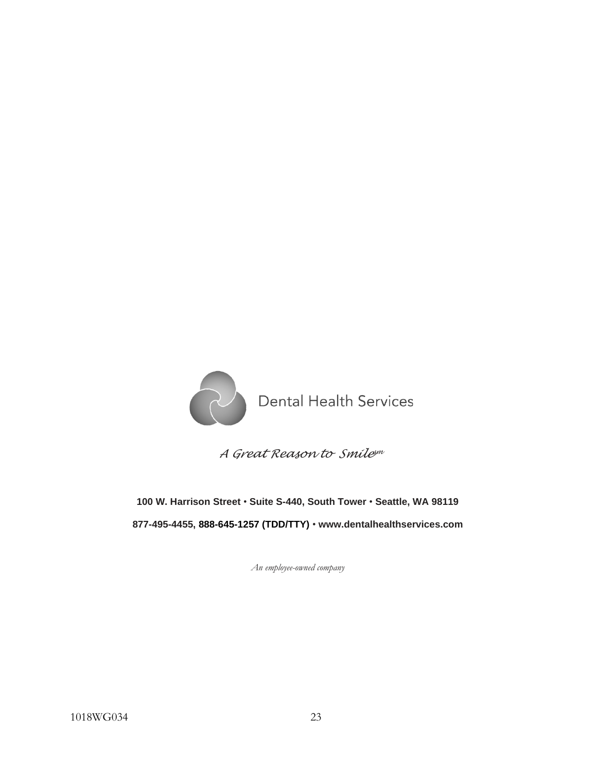Dental Health Services

*A Great Reason to Smile*sm

**100 W. Harrison Street • Suite S-440, South Tower • Seattle, WA 98119**

**877-495-4455, 888-645-1257 (TDD/TTY) • www.dentalhealthservices.com**

*An employee-owned company*

1018WG034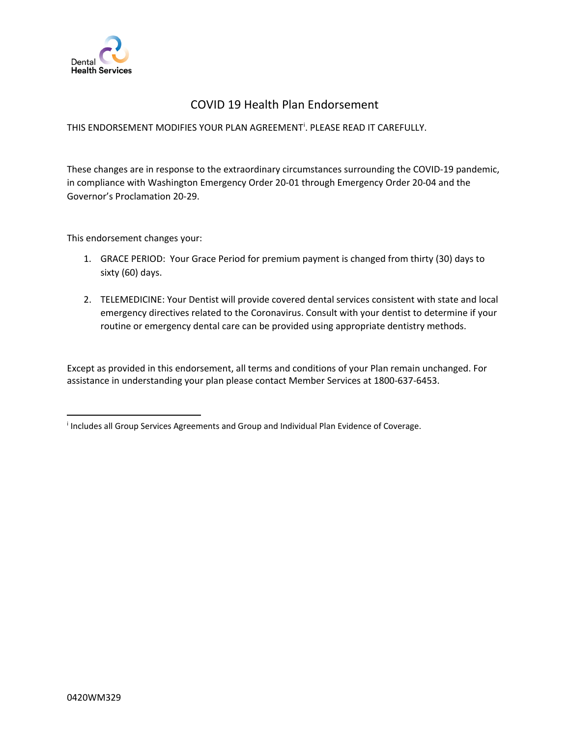Dental Health Services

# COVID 19 Health Plan Endorsement

THIS ENDORSEMENT MODIFIES YOUR PLAN AGREEMENT[i]. PLEASE READ IT CAREFULLY.

These changes are in response to the extraordinary circumstances surrounding the COVID-19 pandemic, in compliance with Washington Emergency Order 20-01 through Emergency Order 20-04 and the Governor's Proclamation 20-29.

This endorsement changes your:

1. GRACE PERIOD: Your Grace Period for premium payment is changed from thirty (30) days to sixty (60) days.
2. TELEMEDICINE: Your Dentist will provide covered dental services consistent with state and local emergency directives related to the Coronavirus. Consult with your dentist to determine if your routine or emergency dental care can be provided using appropriate dentistry methods.

Except as provided in this endorsement, all terms and conditions of your Plan remain unchanged. For assistance in understanding your plan please contact Member Services at 1800-637-6453.

---

[i] Includes all Group Services Agreements and Group and Individual Plan Evidence of Coverage.

0420WM329